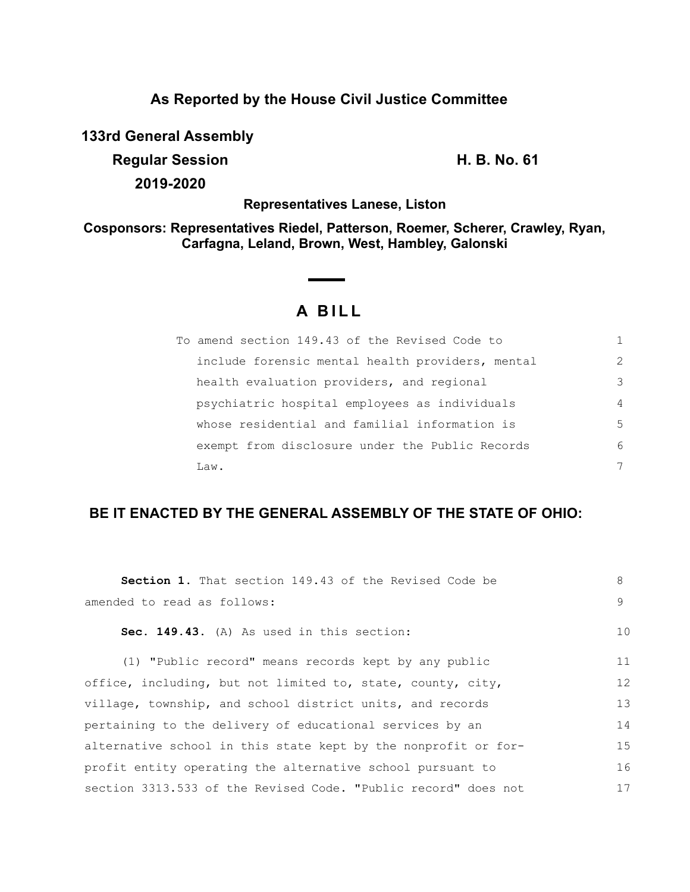**As Reported by the House Civil Justice Committee**

**133rd General Assembly**

**Regular Session** **H. B. No. 61**

**2019-2020**

**Representatives Lanese, Liston**

**Cosponsors: Representatives Riedel, Patterson, Roemer, Scherer, Crawley, Ryan, Carfagna, Leland, Brown, West, Hambley, Galonski**

# A BILL

To amend section 149.43 of the Revised Code to include forensic mental health providers, mental health evaluation providers, and regional psychiatric hospital employees as individuals whose residential and familial information is exempt from disclosure under the Public Records Law.

## BE IT ENACTED BY THE GENERAL ASSEMBLY OF THE STATE OF OHIO:

**Section 1.** That section 149.43 of the Revised Code be amended to read as follows:

**Sec. 149.43.** (A) As used in this section:

(1) "Public record" means records kept by any public office, including, but not limited to, state, county, city, village, township, and school district units, and records pertaining to the delivery of educational services by an alternative school in this state kept by the nonprofit or for-profit entity operating the alternative school pursuant to section 3313.533 of the Revised Code. "Public record" does not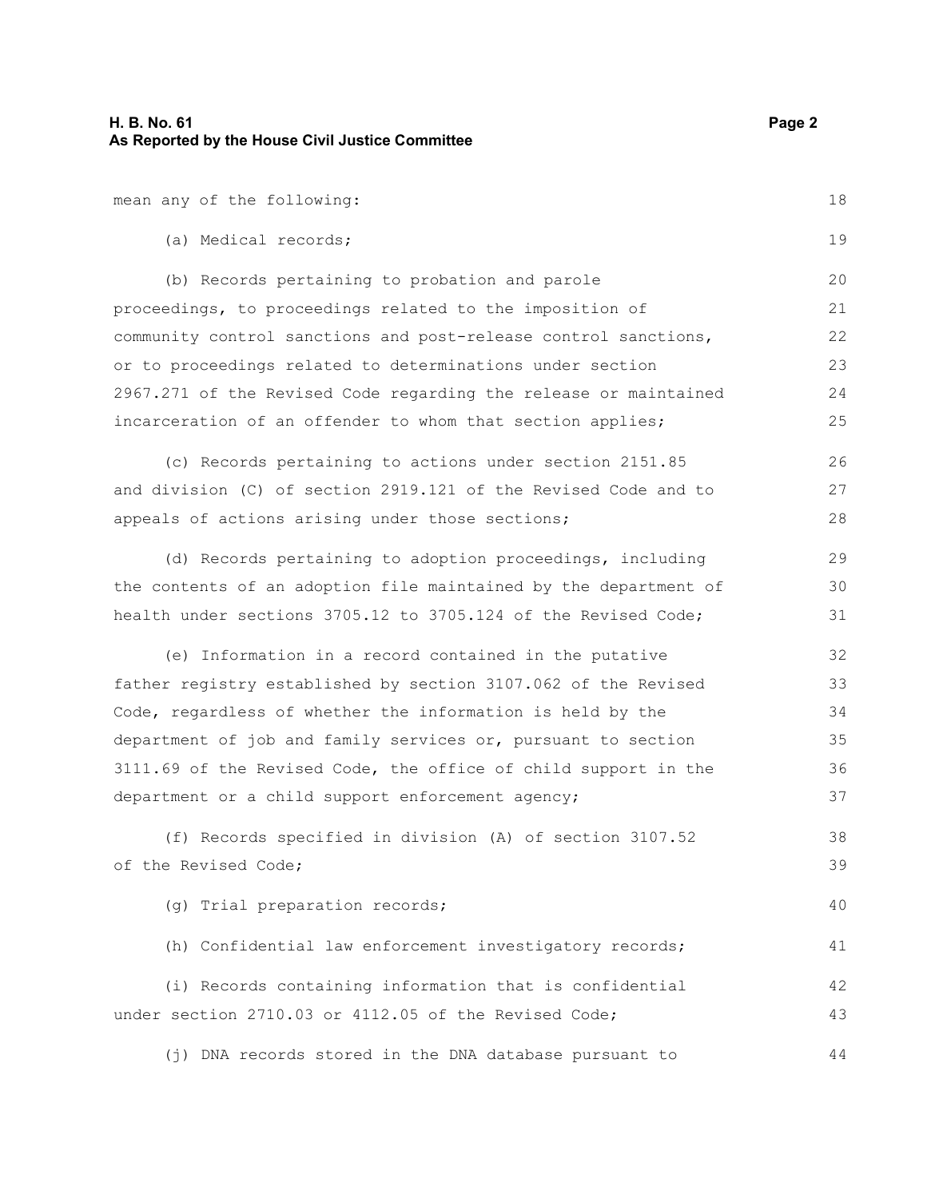mean any of the following:

(a) Medical records;

(b) Records pertaining to probation and parole proceedings, to proceedings related to the imposition of community control sanctions and post-release control sanctions, or to proceedings related to determinations under section 2967.271 of the Revised Code regarding the release or maintained incarceration of an offender to whom that section applies;

(c) Records pertaining to actions under section 2151.85 and division (C) of section 2919.121 of the Revised Code and to appeals of actions arising under those sections;

(d) Records pertaining to adoption proceedings, including the contents of an adoption file maintained by the department of health under sections 3705.12 to 3705.124 of the Revised Code;

(e) Information in a record contained in the putative father registry established by section 3107.062 of the Revised Code, regardless of whether the information is held by the department of job and family services or, pursuant to section 3111.69 of the Revised Code, the office of child support in the department or a child support enforcement agency;

(f) Records specified in division (A) of section 3107.52 of the Revised Code;

(g) Trial preparation records;

(h) Confidential law enforcement investigatory records;

(i) Records containing information that is confidential under section 2710.03 or 4112.05 of the Revised Code;

(j) DNA records stored in the DNA database pursuant to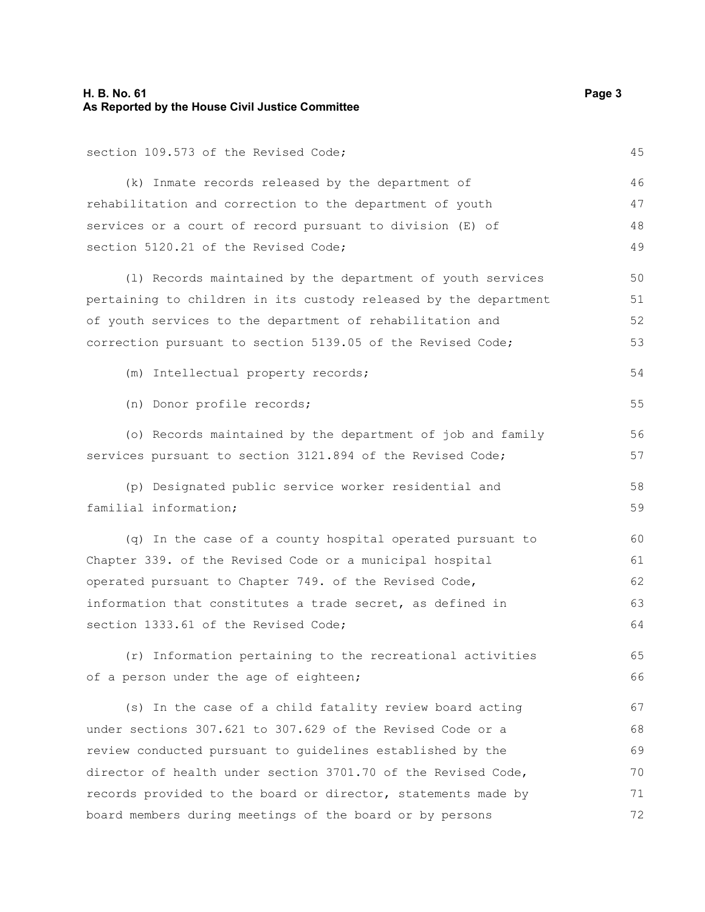section 109.573 of the Revised Code;

(k) Inmate records released by the department of rehabilitation and correction to the department of youth services or a court of record pursuant to division (E) of section 5120.21 of the Revised Code;

(l) Records maintained by the department of youth services pertaining to children in its custody released by the department of youth services to the department of rehabilitation and correction pursuant to section 5139.05 of the Revised Code;

(m) Intellectual property records;

(n) Donor profile records;

(o) Records maintained by the department of job and family services pursuant to section 3121.894 of the Revised Code;

(p) Designated public service worker residential and familial information;

(q) In the case of a county hospital operated pursuant to Chapter 339. of the Revised Code or a municipal hospital operated pursuant to Chapter 749. of the Revised Code, information that constitutes a trade secret, as defined in section 1333.61 of the Revised Code;

(r) Information pertaining to the recreational activities of a person under the age of eighteen;

(s) In the case of a child fatality review board acting under sections 307.621 to 307.629 of the Revised Code or a review conducted pursuant to guidelines established by the director of health under section 3701.70 of the Revised Code, records provided to the board or director, statements made by board members during meetings of the board or by persons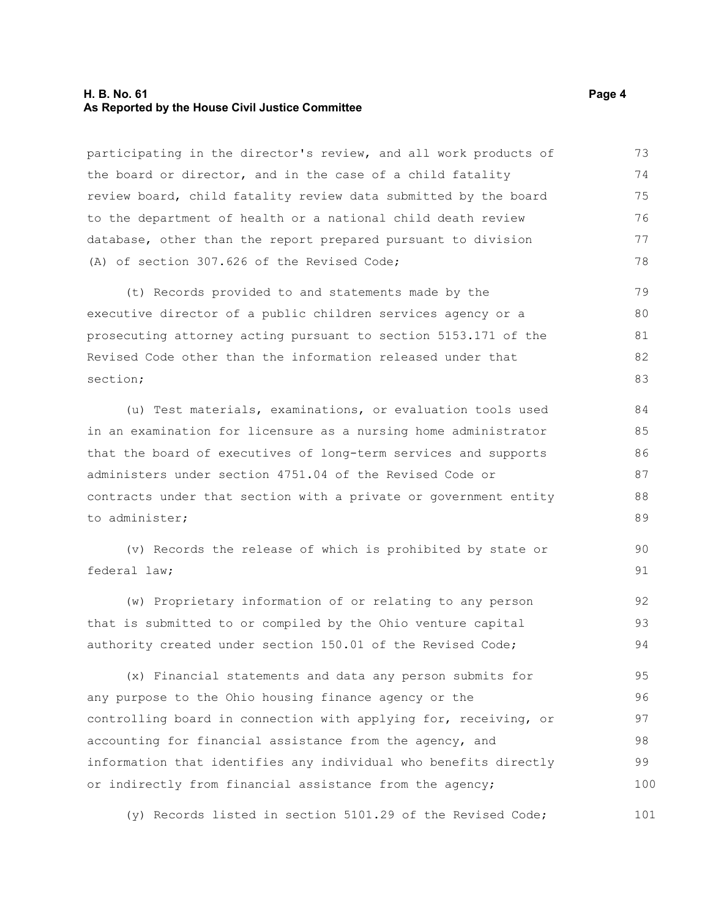participating in the director's review, and all work products of the board or director, and in the case of a child fatality review board, child fatality review data submitted by the board to the department of health or a national child death review database, other than the report prepared pursuant to division (A) of section 307.626 of the Revised Code;

(t) Records provided to and statements made by the executive director of a public children services agency or a prosecuting attorney acting pursuant to section 5153.171 of the Revised Code other than the information released under that section;

(u) Test materials, examinations, or evaluation tools used in an examination for licensure as a nursing home administrator that the board of executives of long-term services and supports administers under section 4751.04 of the Revised Code or contracts under that section with a private or government entity to administer;

(v) Records the release of which is prohibited by state or federal law;

(w) Proprietary information of or relating to any person that is submitted to or compiled by the Ohio venture capital authority created under section 150.01 of the Revised Code;

(x) Financial statements and data any person submits for any purpose to the Ohio housing finance agency or the controlling board in connection with applying for, receiving, or accounting for financial assistance from the agency, and information that identifies any individual who benefits directly or indirectly from financial assistance from the agency;

(y) Records listed in section 5101.29 of the Revised Code;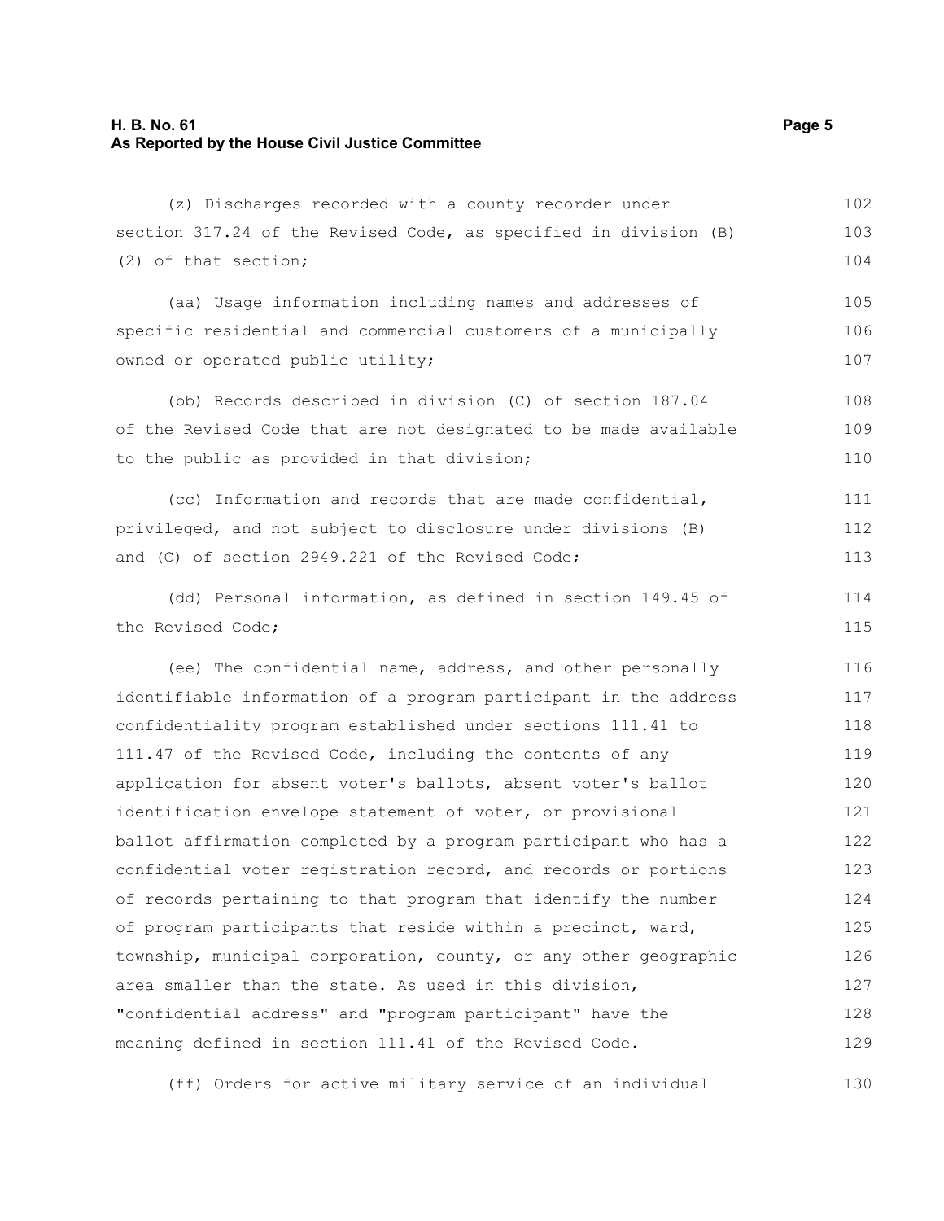(z) Discharges recorded with a county recorder under section 317.24 of the Revised Code, as specified in division (B) (2) of that section;

(aa) Usage information including names and addresses of specific residential and commercial customers of a municipally owned or operated public utility;

(bb) Records described in division (C) of section 187.04 of the Revised Code that are not designated to be made available to the public as provided in that division;

(cc) Information and records that are made confidential, privileged, and not subject to disclosure under divisions (B) and (C) of section 2949.221 of the Revised Code;

(dd) Personal information, as defined in section 149.45 of the Revised Code;

(ee) The confidential name, address, and other personally identifiable information of a program participant in the address confidentiality program established under sections 111.41 to 111.47 of the Revised Code, including the contents of any application for absent voter's ballots, absent voter's ballot identification envelope statement of voter, or provisional ballot affirmation completed by a program participant who has a confidential voter registration record, and records or portions of records pertaining to that program that identify the number of program participants that reside within a precinct, ward, township, municipal corporation, county, or any other geographic area smaller than the state. As used in this division, "confidential address" and "program participant" have the meaning defined in section 111.41 of the Revised Code.

(ff) Orders for active military service of an individual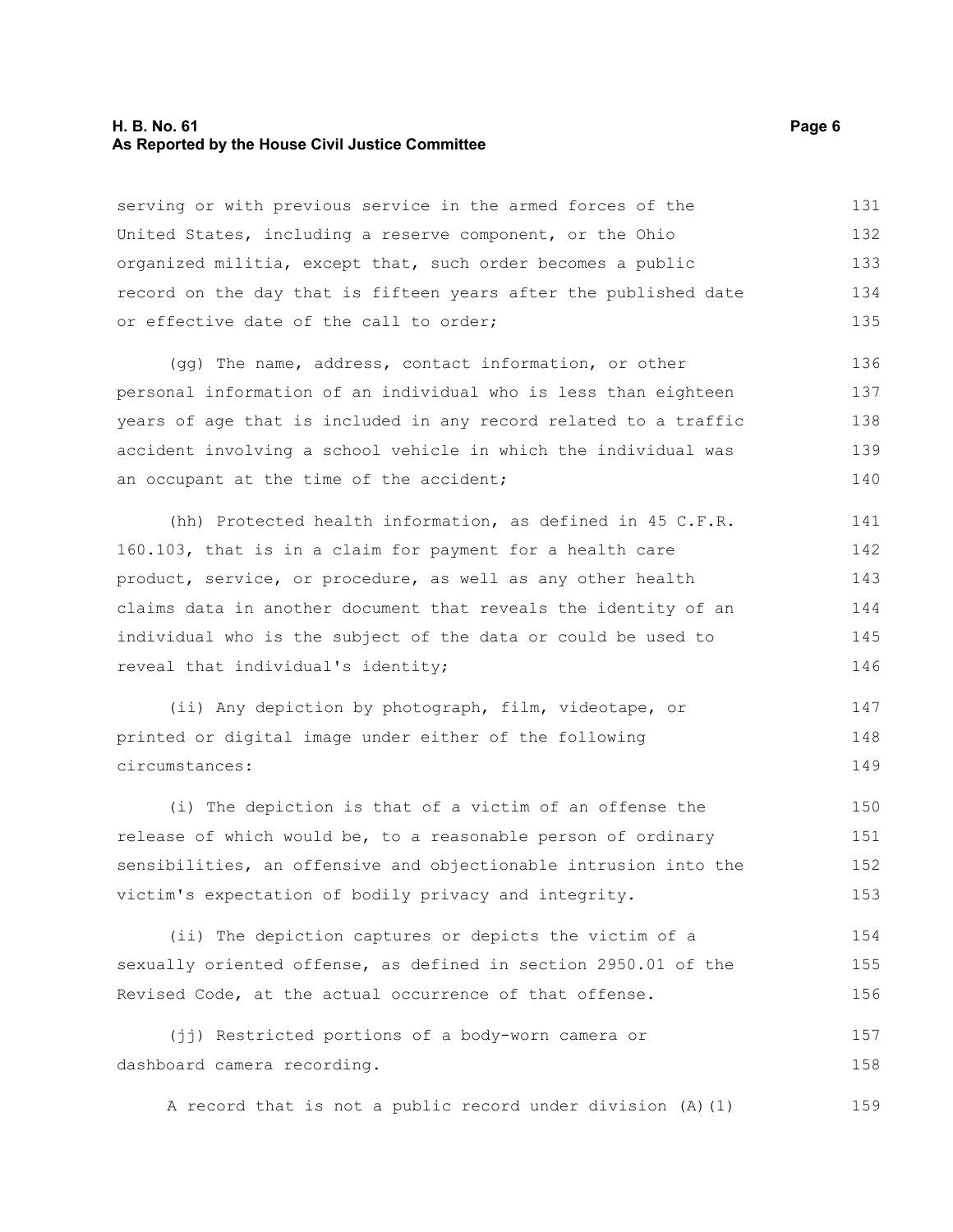serving or with previous service in the armed forces of the United States, including a reserve component, or the Ohio organized militia, except that, such order becomes a public record on the day that is fifteen years after the published date or effective date of the call to order;

(gg) The name, address, contact information, or other personal information of an individual who is less than eighteen years of age that is included in any record related to a traffic accident involving a school vehicle in which the individual was an occupant at the time of the accident;

(hh) Protected health information, as defined in 45 C.F.R. 160.103, that is in a claim for payment for a health care product, service, or procedure, as well as any other health claims data in another document that reveals the identity of an individual who is the subject of the data or could be used to reveal that individual's identity;

(ii) Any depiction by photograph, film, videotape, or printed or digital image under either of the following circumstances:

(i) The depiction is that of a victim of an offense the release of which would be, to a reasonable person of ordinary sensibilities, an offensive and objectionable intrusion into the victim's expectation of bodily privacy and integrity.

(ii) The depiction captures or depicts the victim of a sexually oriented offense, as defined in section 2950.01 of the Revised Code, at the actual occurrence of that offense.

(jj) Restricted portions of a body-worn camera or dashboard camera recording.

A record that is not a public record under division (A)(1)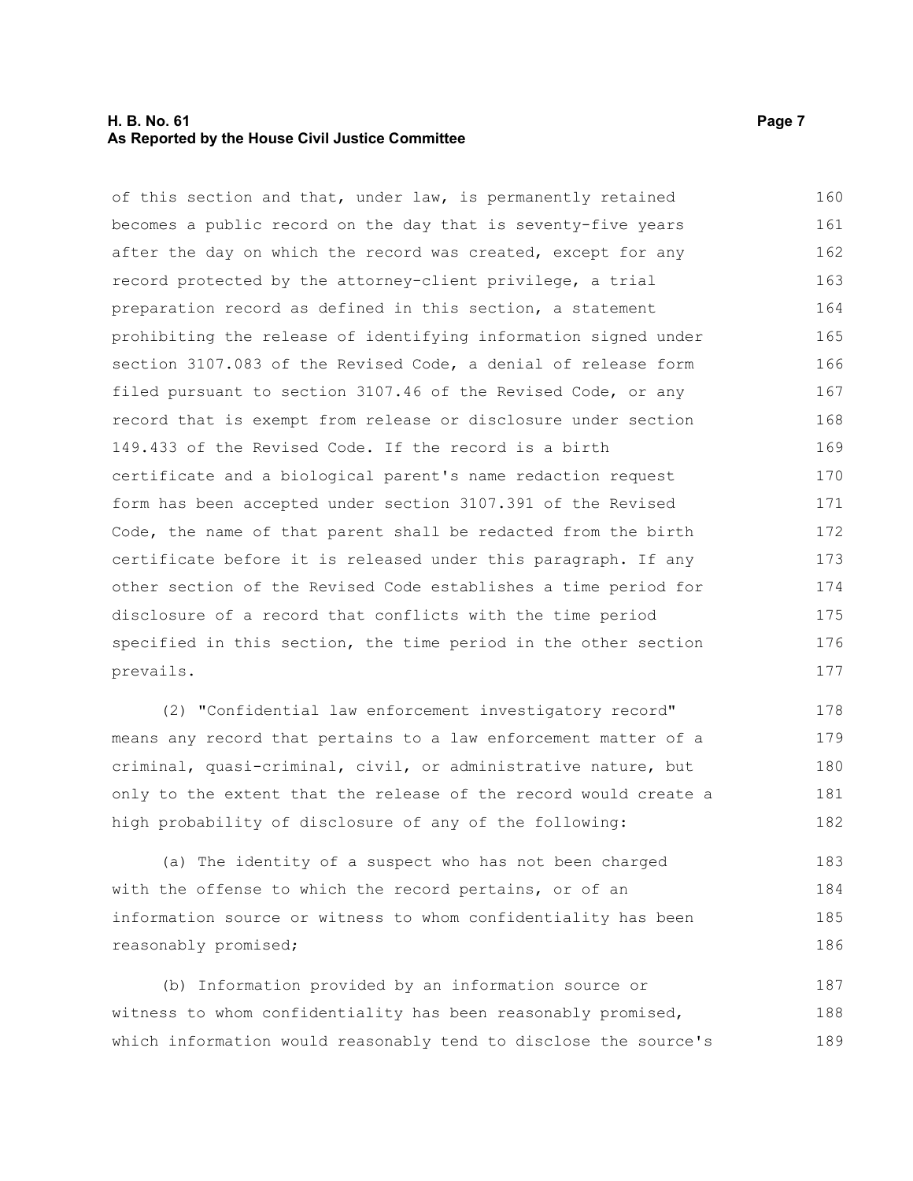of this section and that, under law, is permanently retained becomes a public record on the day that is seventy-five years after the day on which the record was created, except for any record protected by the attorney-client privilege, a trial preparation record as defined in this section, a statement prohibiting the release of identifying information signed under section 3107.083 of the Revised Code, a denial of release form filed pursuant to section 3107.46 of the Revised Code, or any record that is exempt from release or disclosure under section 149.433 of the Revised Code. If the record is a birth certificate and a biological parent's name redaction request form has been accepted under section 3107.391 of the Revised Code, the name of that parent shall be redacted from the birth certificate before it is released under this paragraph. If any other section of the Revised Code establishes a time period for disclosure of a record that conflicts with the time period specified in this section, the time period in the other section prevails.

(2) "Confidential law enforcement investigatory record" means any record that pertains to a law enforcement matter of a criminal, quasi-criminal, civil, or administrative nature, but only to the extent that the release of the record would create a high probability of disclosure of any of the following:

(a) The identity of a suspect who has not been charged with the offense to which the record pertains, or of an information source or witness to whom confidentiality has been reasonably promised;

(b) Information provided by an information source or witness to whom confidentiality has been reasonably promised, which information would reasonably tend to disclose the source's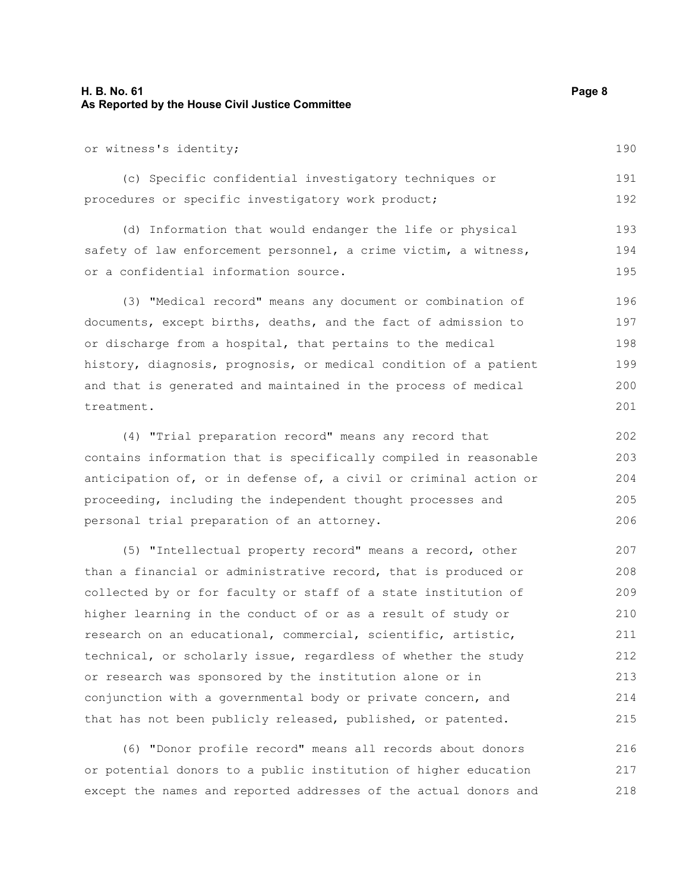or witness's identity;

(c) Specific confidential investigatory techniques or procedures or specific investigatory work product;

(d) Information that would endanger the life or physical safety of law enforcement personnel, a crime victim, a witness, or a confidential information source.

(3) "Medical record" means any document or combination of documents, except births, deaths, and the fact of admission to or discharge from a hospital, that pertains to the medical history, diagnosis, prognosis, or medical condition of a patient and that is generated and maintained in the process of medical treatment.

(4) "Trial preparation record" means any record that contains information that is specifically compiled in reasonable anticipation of, or in defense of, a civil or criminal action or proceeding, including the independent thought processes and personal trial preparation of an attorney.

(5) "Intellectual property record" means a record, other than a financial or administrative record, that is produced or collected by or for faculty or staff of a state institution of higher learning in the conduct of or as a result of study or research on an educational, commercial, scientific, artistic, technical, or scholarly issue, regardless of whether the study or research was sponsored by the institution alone or in conjunction with a governmental body or private concern, and that has not been publicly released, published, or patented.

(6) "Donor profile record" means all records about donors or potential donors to a public institution of higher education except the names and reported addresses of the actual donors and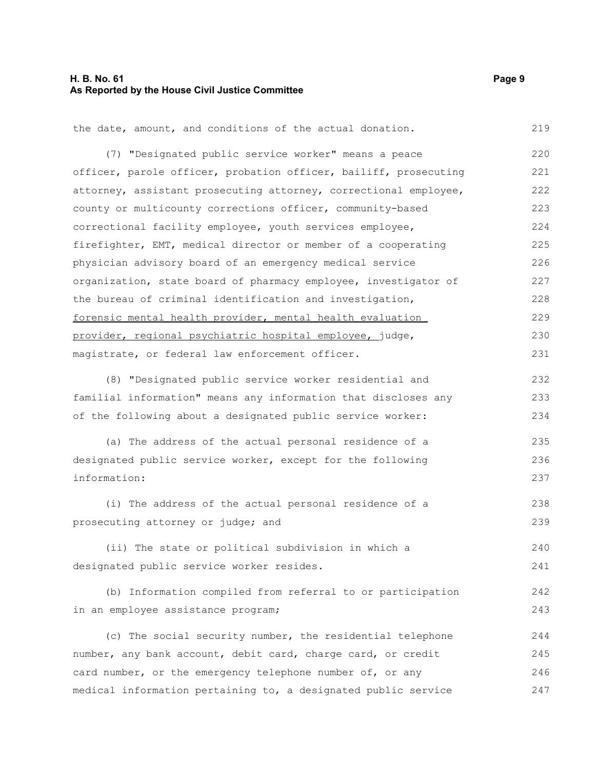the date, amount, and conditions of the actual donation.

(7) "Designated public service worker" means a peace officer, parole officer, probation officer, bailiff, prosecuting attorney, assistant prosecuting attorney, correctional employee, county or multicounty corrections officer, community-based correctional facility employee, youth services employee, firefighter, EMT, medical director or member of a cooperating physician advisory board of an emergency medical service organization, state board of pharmacy employee, investigator of the bureau of criminal identification and investigation, forensic mental health provider, mental health evaluation provider, regional psychiatric hospital employee, judge, magistrate, or federal law enforcement officer.

(8) "Designated public service worker residential and familial information" means any information that discloses any of the following about a designated public service worker:

(a) The address of the actual personal residence of a designated public service worker, except for the following information:

(i) The address of the actual personal residence of a prosecuting attorney or judge; and

(ii) The state or political subdivision in which a designated public service worker resides.

(b) Information compiled from referral to or participation in an employee assistance program;

(c) The social security number, the residential telephone number, any bank account, debit card, charge card, or credit card number, or the emergency telephone number of, or any medical information pertaining to, a designated public service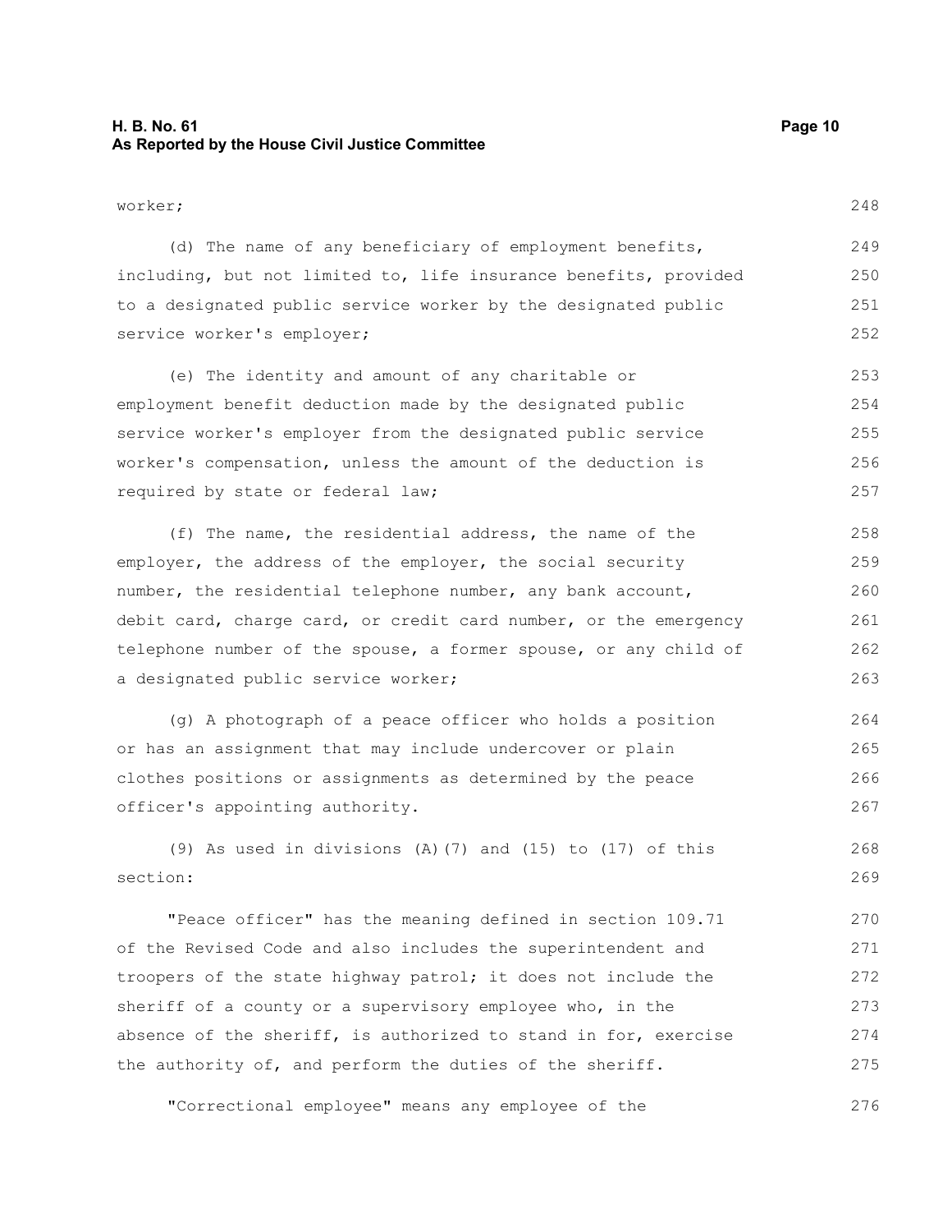worker;

(d) The name of any beneficiary of employment benefits, including, but not limited to, life insurance benefits, provided to a designated public service worker by the designated public service worker's employer;

(e) The identity and amount of any charitable or employment benefit deduction made by the designated public service worker's employer from the designated public service worker's compensation, unless the amount of the deduction is required by state or federal law;

(f) The name, the residential address, the name of the employer, the address of the employer, the social security number, the residential telephone number, any bank account, debit card, charge card, or credit card number, or the emergency telephone number of the spouse, a former spouse, or any child of a designated public service worker;

(g) A photograph of a peace officer who holds a position or has an assignment that may include undercover or plain clothes positions or assignments as determined by the peace officer's appointing authority.

(9) As used in divisions (A)(7) and (15) to (17) of this section:

"Peace officer" has the meaning defined in section 109.71 of the Revised Code and also includes the superintendent and troopers of the state highway patrol; it does not include the sheriff of a county or a supervisory employee who, in the absence of the sheriff, is authorized to stand in for, exercise the authority of, and perform the duties of the sheriff.

"Correctional employee" means any employee of the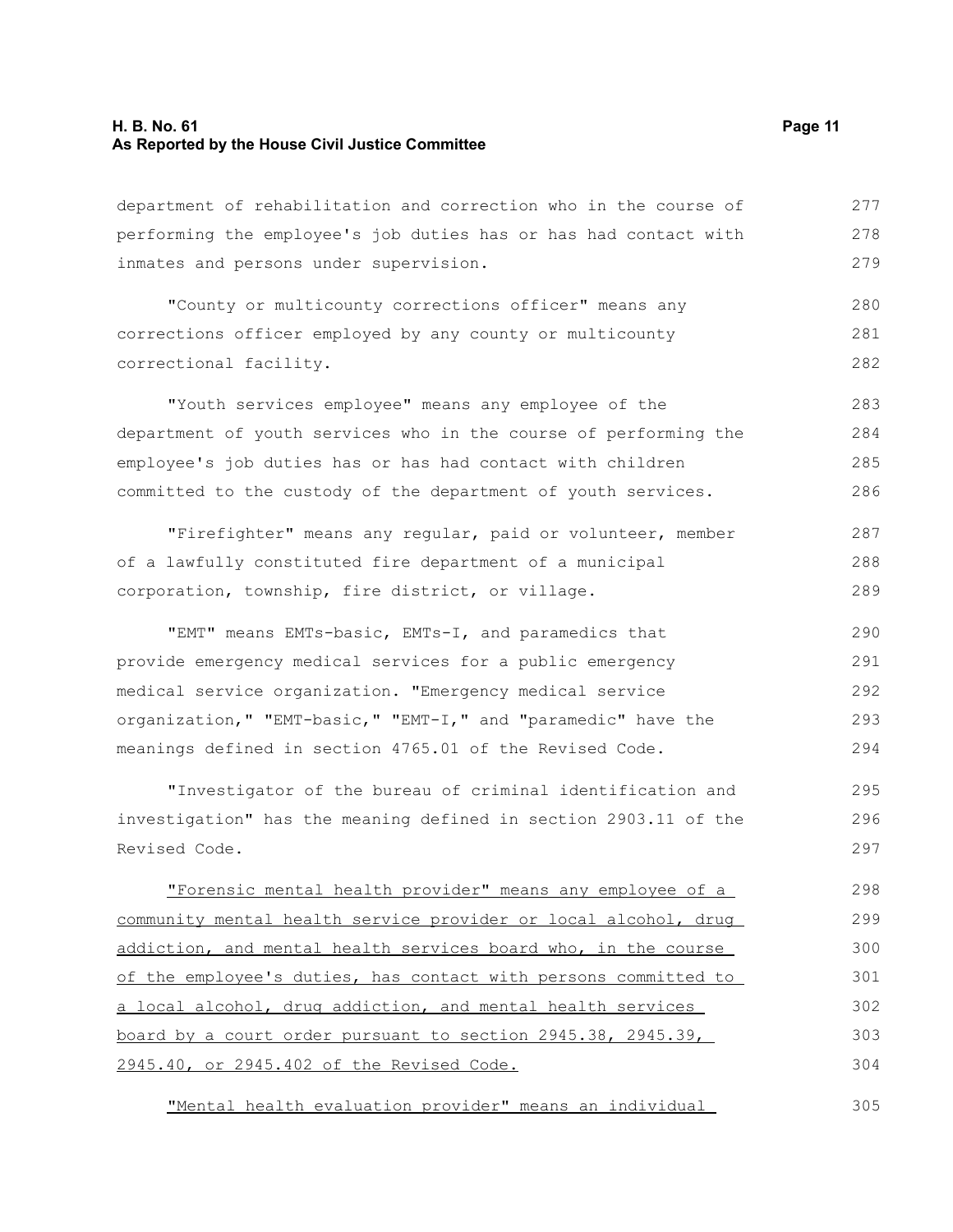department of rehabilitation and correction who in the course of performing the employee's job duties has or has had contact with inmates and persons under supervision.

"County or multicounty corrections officer" means any corrections officer employed by any county or multicounty correctional facility.

"Youth services employee" means any employee of the department of youth services who in the course of performing the employee's job duties has or has had contact with children committed to the custody of the department of youth services.

"Firefighter" means any regular, paid or volunteer, member of a lawfully constituted fire department of a municipal corporation, township, fire district, or village.

"EMT" means EMTs-basic, EMTs-I, and paramedics that provide emergency medical services for a public emergency medical service organization. "Emergency medical service organization," "EMT-basic," "EMT-I," and "paramedic" have the meanings defined in section 4765.01 of the Revised Code.

"Investigator of the bureau of criminal identification and investigation" has the meaning defined in section 2903.11 of the Revised Code.

"Forensic mental health provider" means any employee of a community mental health service provider or local alcohol, drug addiction, and mental health services board who, in the course of the employee's duties, has contact with persons committed to a local alcohol, drug addiction, and mental health services board by a court order pursuant to section 2945.38, 2945.39, 2945.40, or 2945.402 of the Revised Code.

"Mental health evaluation provider" means an individual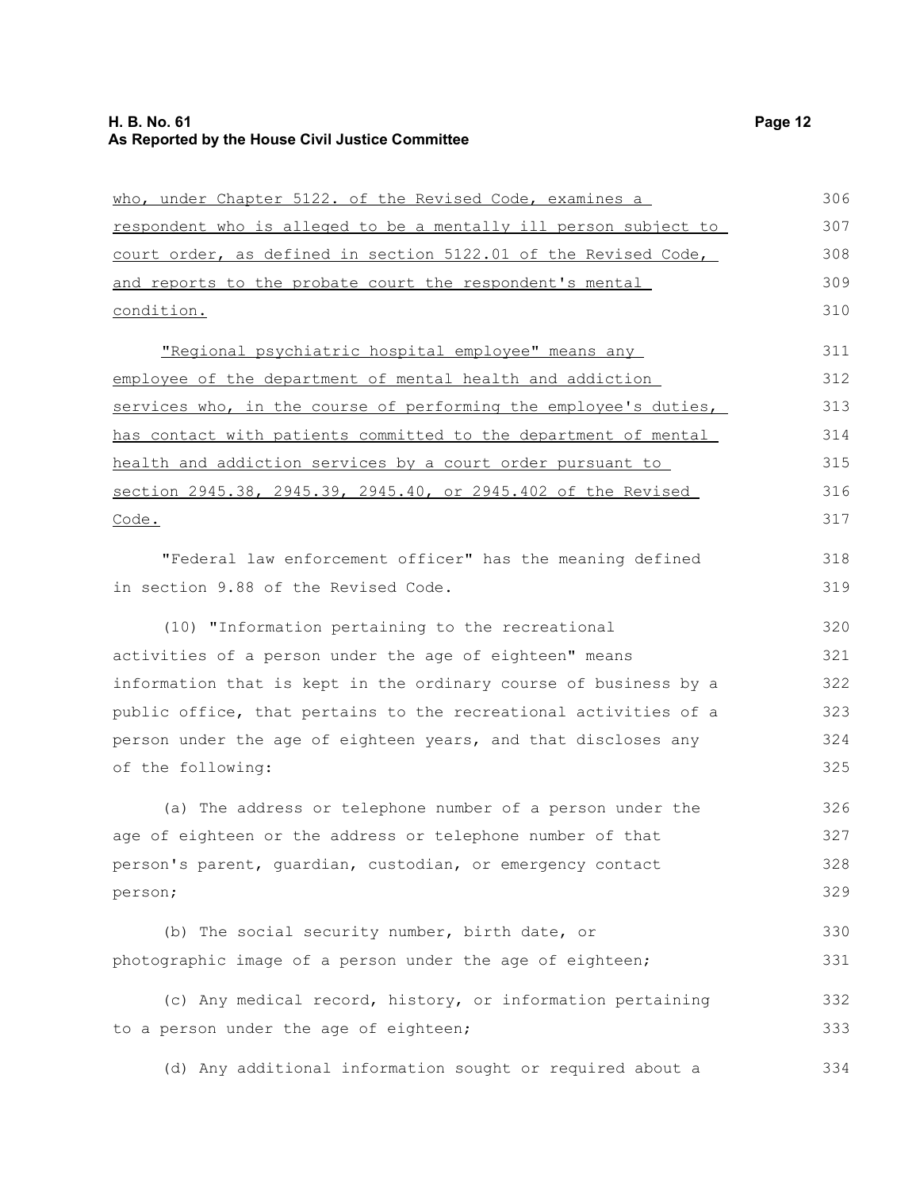who, under Chapter 5122. of the Revised Code, examines a respondent who is alleged to be a mentally ill person subject to court order, as defined in section 5122.01 of the Revised Code, and reports to the probate court the respondent's mental condition.

"Regional psychiatric hospital employee" means any employee of the department of mental health and addiction services who, in the course of performing the employee's duties, has contact with patients committed to the department of mental health and addiction services by a court order pursuant to section 2945.38, 2945.39, 2945.40, or 2945.402 of the Revised Code.

"Federal law enforcement officer" has the meaning defined in section 9.88 of the Revised Code.

(10) "Information pertaining to the recreational activities of a person under the age of eighteen" means information that is kept in the ordinary course of business by a public office, that pertains to the recreational activities of a person under the age of eighteen years, and that discloses any of the following:

(a) The address or telephone number of a person under the age of eighteen or the address or telephone number of that person's parent, guardian, custodian, or emergency contact person;

(b) The social security number, birth date, or photographic image of a person under the age of eighteen;

(c) Any medical record, history, or information pertaining to a person under the age of eighteen;

(d) Any additional information sought or required about a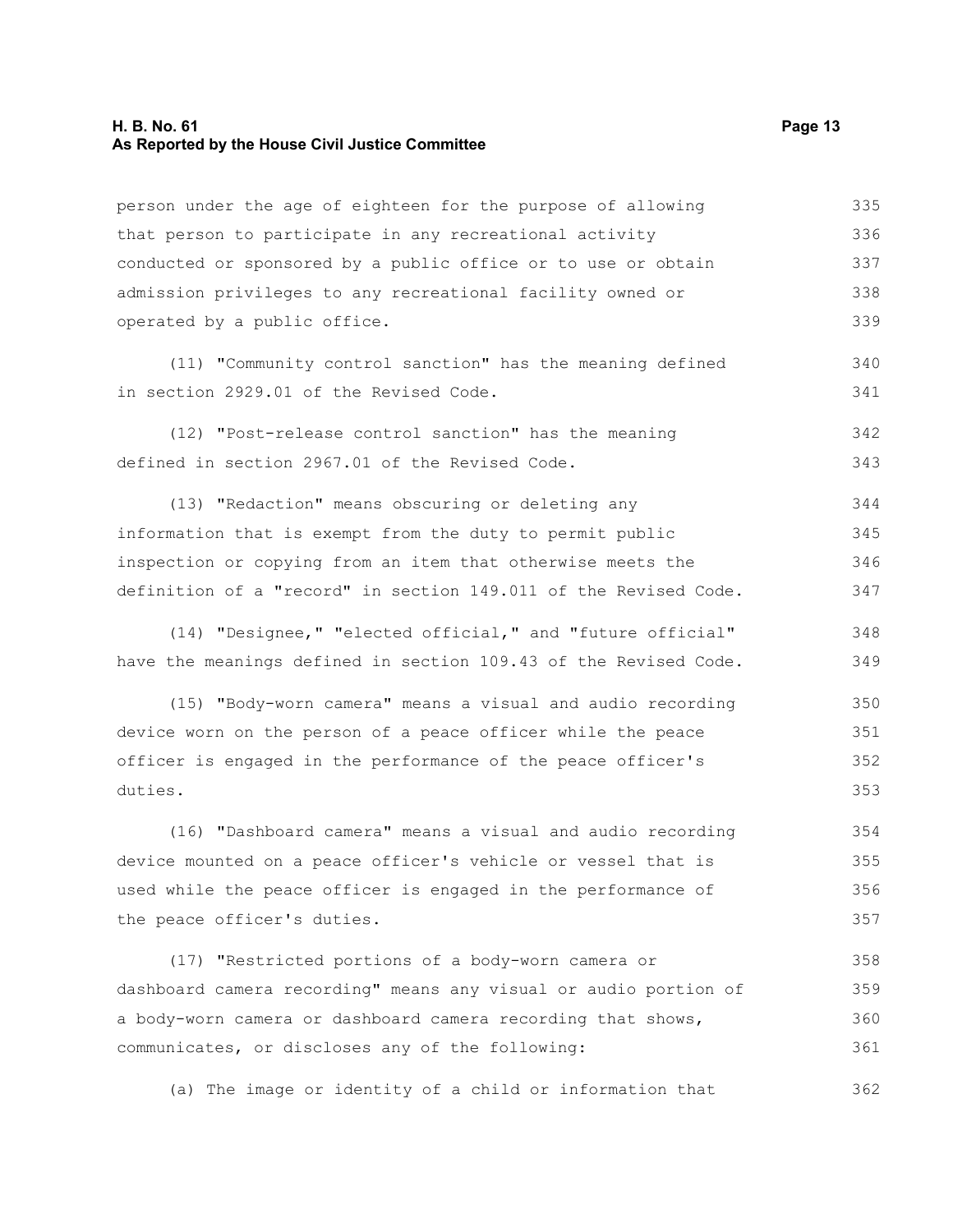person under the age of eighteen for the purpose of allowing that person to participate in any recreational activity conducted or sponsored by a public office or to use or obtain admission privileges to any recreational facility owned or operated by a public office.

(11) "Community control sanction" has the meaning defined in section 2929.01 of the Revised Code.

(12) "Post-release control sanction" has the meaning defined in section 2967.01 of the Revised Code.

(13) "Redaction" means obscuring or deleting any information that is exempt from the duty to permit public inspection or copying from an item that otherwise meets the definition of a "record" in section 149.011 of the Revised Code.

(14) "Designee," "elected official," and "future official" have the meanings defined in section 109.43 of the Revised Code.

(15) "Body-worn camera" means a visual and audio recording device worn on the person of a peace officer while the peace officer is engaged in the performance of the peace officer's duties.

(16) "Dashboard camera" means a visual and audio recording device mounted on a peace officer's vehicle or vessel that is used while the peace officer is engaged in the performance of the peace officer's duties.

(17) "Restricted portions of a body-worn camera or dashboard camera recording" means any visual or audio portion of a body-worn camera or dashboard camera recording that shows, communicates, or discloses any of the following:

(a) The image or identity of a child or information that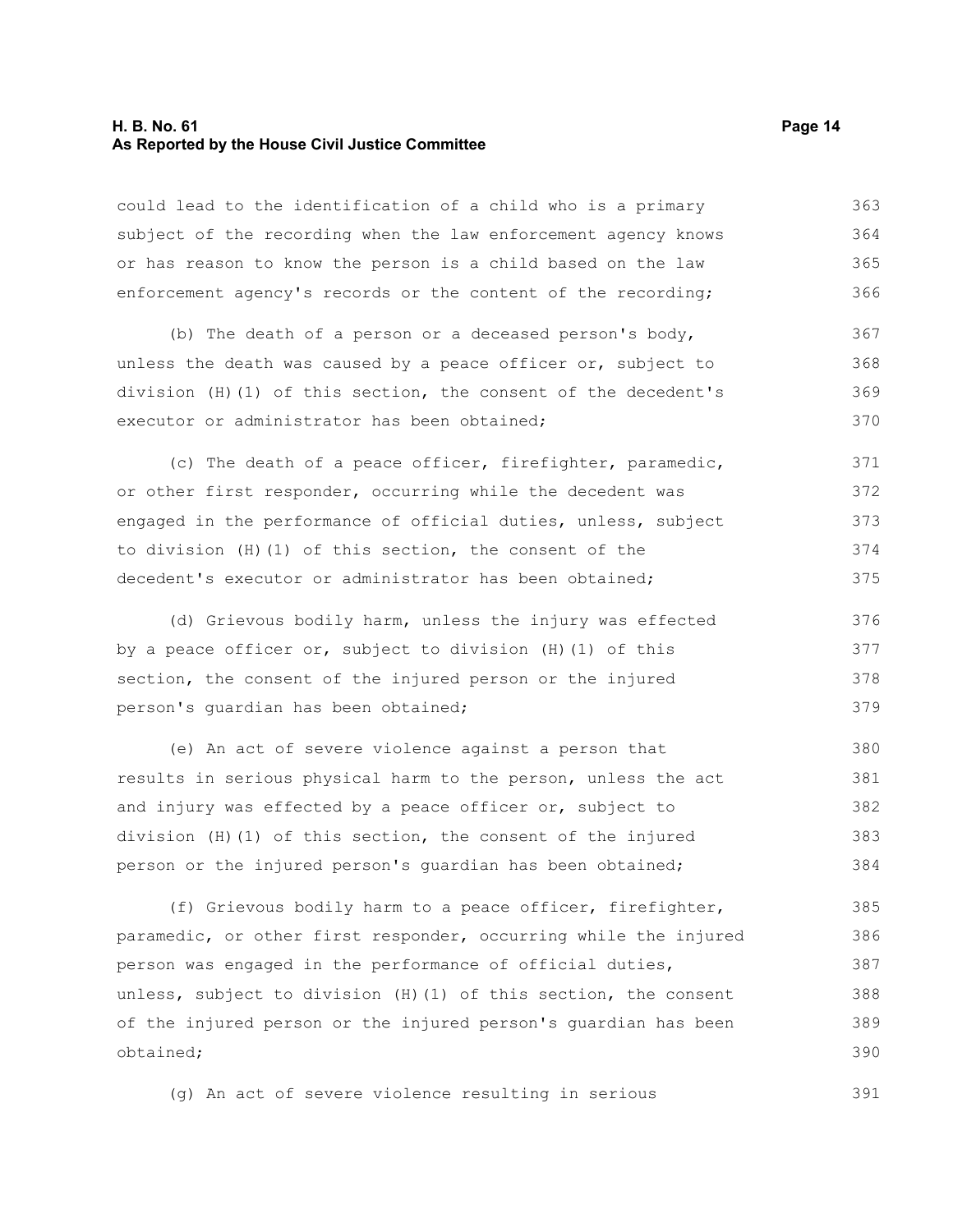could lead to the identification of a child who is a primary subject of the recording when the law enforcement agency knows or has reason to know the person is a child based on the law enforcement agency's records or the content of the recording;

(b) The death of a person or a deceased person's body, unless the death was caused by a peace officer or, subject to division (H)(1) of this section, the consent of the decedent's executor or administrator has been obtained;

(c) The death of a peace officer, firefighter, paramedic, or other first responder, occurring while the decedent was engaged in the performance of official duties, unless, subject to division (H)(1) of this section, the consent of the decedent's executor or administrator has been obtained;

(d) Grievous bodily harm, unless the injury was effected by a peace officer or, subject to division (H)(1) of this section, the consent of the injured person or the injured person's guardian has been obtained;

(e) An act of severe violence against a person that results in serious physical harm to the person, unless the act and injury was effected by a peace officer or, subject to division (H)(1) of this section, the consent of the injured person or the injured person's guardian has been obtained;

(f) Grievous bodily harm to a peace officer, firefighter, paramedic, or other first responder, occurring while the injured person was engaged in the performance of official duties, unless, subject to division (H)(1) of this section, the consent of the injured person or the injured person's guardian has been obtained;

(g) An act of severe violence resulting in serious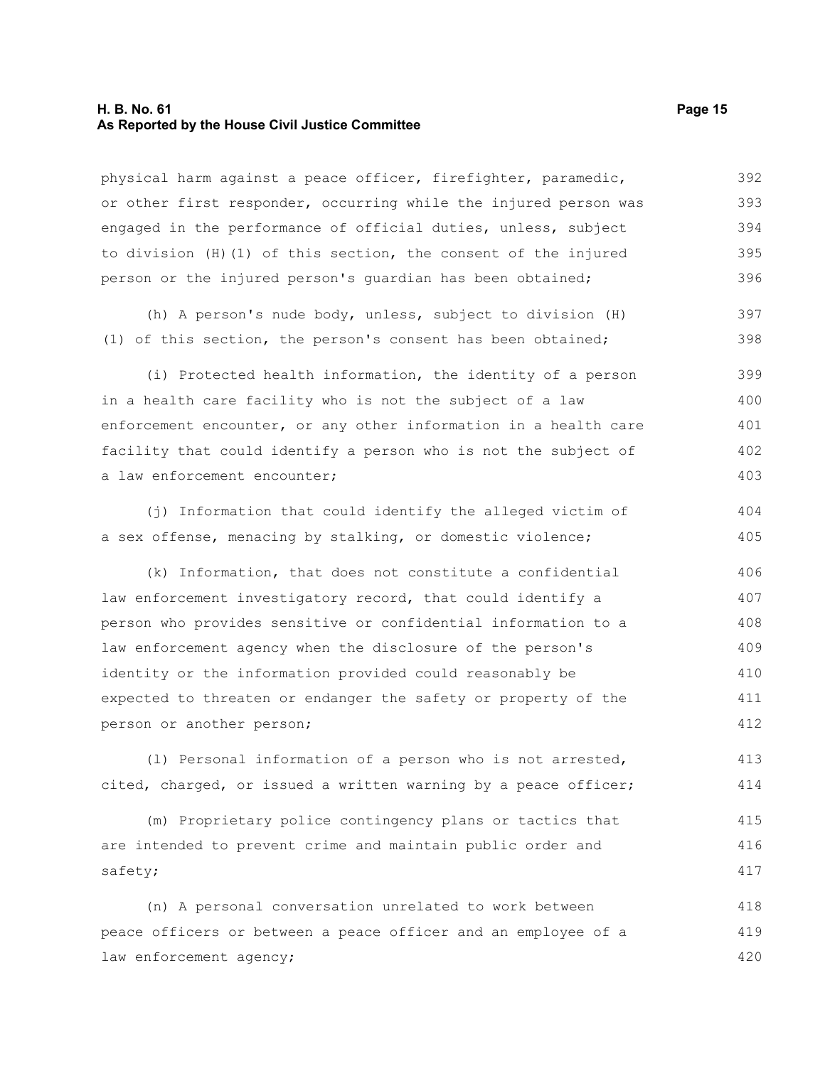physical harm against a peace officer, firefighter, paramedic, or other first responder, occurring while the injured person was engaged in the performance of official duties, unless, subject to division (H)(1) of this section, the consent of the injured person or the injured person's guardian has been obtained;

(h) A person's nude body, unless, subject to division (H)(1) of this section, the person's consent has been obtained;

(i) Protected health information, the identity of a person in a health care facility who is not the subject of a law enforcement encounter, or any other information in a health care facility that could identify a person who is not the subject of a law enforcement encounter;

(j) Information that could identify the alleged victim of a sex offense, menacing by stalking, or domestic violence;

(k) Information, that does not constitute a confidential law enforcement investigatory record, that could identify a person who provides sensitive or confidential information to a law enforcement agency when the disclosure of the person's identity or the information provided could reasonably be expected to threaten or endanger the safety or property of the person or another person;

(l) Personal information of a person who is not arrested, cited, charged, or issued a written warning by a peace officer;

(m) Proprietary police contingency plans or tactics that are intended to prevent crime and maintain public order and safety;

(n) A personal conversation unrelated to work between peace officers or between a peace officer and an employee of a law enforcement agency;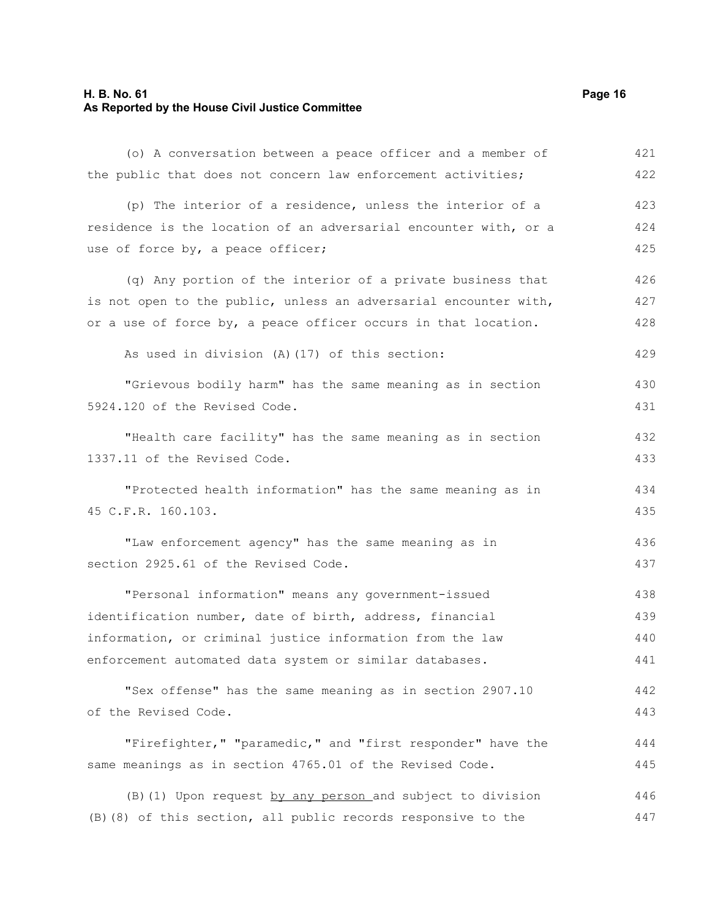(o) A conversation between a peace officer and a member of the public that does not concern law enforcement activities;

(p) The interior of a residence, unless the interior of a residence is the location of an adversarial encounter with, or a use of force by, a peace officer;

(q) Any portion of the interior of a private business that is not open to the public, unless an adversarial encounter with, or a use of force by, a peace officer occurs in that location.

As used in division (A)(17) of this section:

"Grievous bodily harm" has the same meaning as in section 5924.120 of the Revised Code.

"Health care facility" has the same meaning as in section 1337.11 of the Revised Code.

"Protected health information" has the same meaning as in 45 C.F.R. 160.103.

"Law enforcement agency" has the same meaning as in section 2925.61 of the Revised Code.

"Personal information" means any government-issued identification number, date of birth, address, financial information, or criminal justice information from the law enforcement automated data system or similar databases.

"Sex offense" has the same meaning as in section 2907.10 of the Revised Code.

"Firefighter," "paramedic," and "first responder" have the same meanings as in section 4765.01 of the Revised Code.

(B)(1) Upon request <u>by any person</u> and subject to division (B)(8) of this section, all public records responsive to the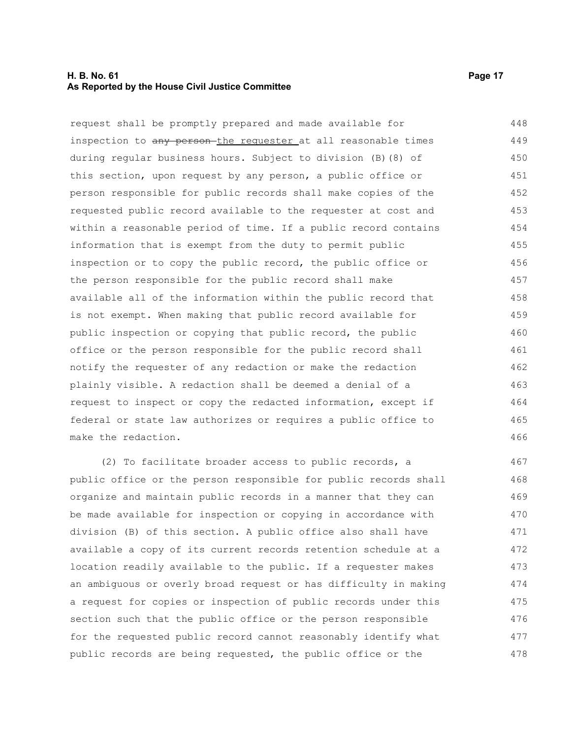request shall be promptly prepared and made available for inspection to ~~any person~~ the requester at all reasonable times during regular business hours. Subject to division (B)(8) of this section, upon request by any person, a public office or person responsible for public records shall make copies of the requested public record available to the requester at cost and within a reasonable period of time. If a public record contains information that is exempt from the duty to permit public inspection or to copy the public record, the public office or the person responsible for the public record shall make available all of the information within the public record that is not exempt. When making that public record available for public inspection or copying that public record, the public office or the person responsible for the public record shall notify the requester of any redaction or make the redaction plainly visible. A redaction shall be deemed a denial of a request to inspect or copy the redacted information, except if federal or state law authorizes or requires a public office to make the redaction.

(2) To facilitate broader access to public records, a public office or the person responsible for public records shall organize and maintain public records in a manner that they can be made available for inspection or copying in accordance with division (B) of this section. A public office also shall have available a copy of its current records retention schedule at a location readily available to the public. If a requester makes an ambiguous or overly broad request or has difficulty in making a request for copies or inspection of public records under this section such that the public office or the person responsible for the requested public record cannot reasonably identify what public records are being requested, the public office or the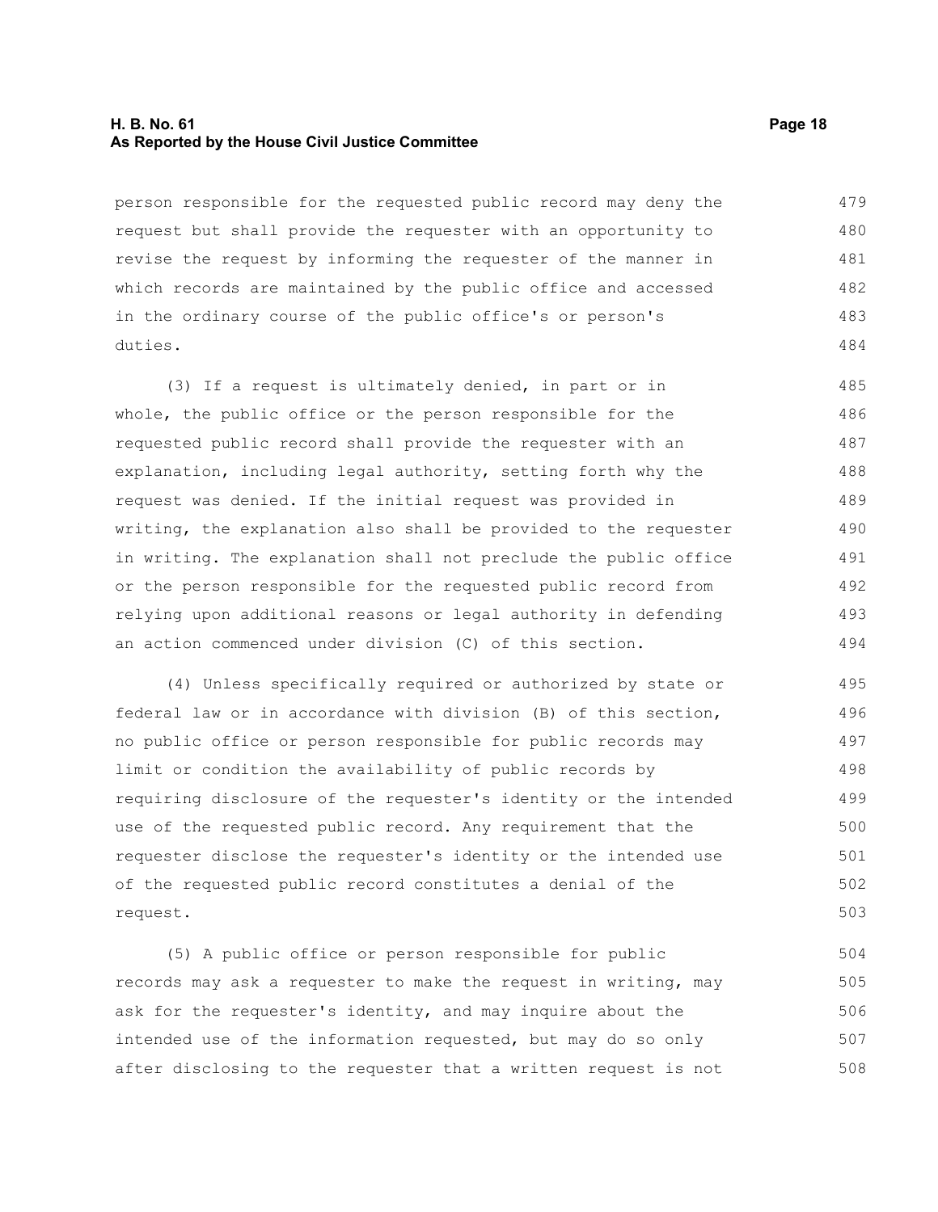person responsible for the requested public record may deny the request but shall provide the requester with an opportunity to revise the request by informing the requester of the manner in which records are maintained by the public office and accessed in the ordinary course of the public office's or person's duties.

(3) If a request is ultimately denied, in part or in whole, the public office or the person responsible for the requested public record shall provide the requester with an explanation, including legal authority, setting forth why the request was denied. If the initial request was provided in writing, the explanation also shall be provided to the requester in writing. The explanation shall not preclude the public office or the person responsible for the requested public record from relying upon additional reasons or legal authority in defending an action commenced under division (C) of this section.

(4) Unless specifically required or authorized by state or federal law or in accordance with division (B) of this section, no public office or person responsible for public records may limit or condition the availability of public records by requiring disclosure of the requester's identity or the intended use of the requested public record. Any requirement that the requester disclose the requester's identity or the intended use of the requested public record constitutes a denial of the request.

(5) A public office or person responsible for public records may ask a requester to make the request in writing, may ask for the requester's identity, and may inquire about the intended use of the information requested, but may do so only after disclosing to the requester that a written request is not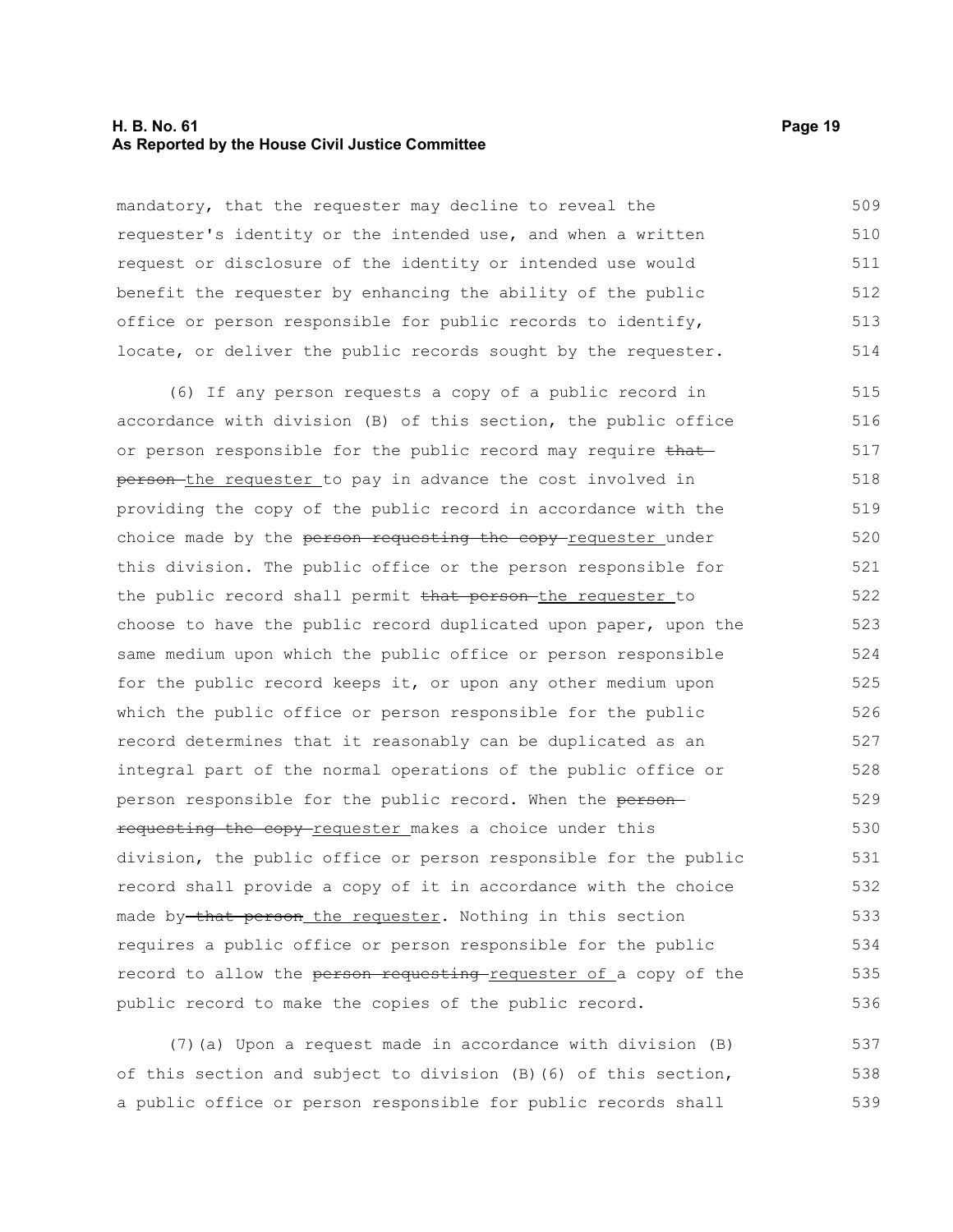mandatory, that the requester may decline to reveal the requester's identity or the intended use, and when a written request or disclosure of the identity or intended use would benefit the requester by enhancing the ability of the public office or person responsible for public records to identify, locate, or deliver the public records sought by the requester.

(6) If any person requests a copy of a public record in accordance with division (B) of this section, the public office or person responsible for the public record may require ~~that person~~ the requester to pay in advance the cost involved in providing the copy of the public record in accordance with the choice made by the ~~person requesting the copy~~ requester under this division. The public office or the person responsible for the public record shall permit ~~that person~~ the requester to choose to have the public record duplicated upon paper, upon the same medium upon which the public office or person responsible for the public record keeps it, or upon any other medium upon which the public office or person responsible for the public record determines that it reasonably can be duplicated as an integral part of the normal operations of the public office or person responsible for the public record. When the ~~person requesting the copy~~ requester makes a choice under this division, the public office or person responsible for the public record shall provide a copy of it in accordance with the choice made by ~~that person~~ the requester. Nothing in this section requires a public office or person responsible for the public record to allow the ~~person requesting~~ requester of a copy of the public record to make the copies of the public record.

(7)(a) Upon a request made in accordance with division (B) of this section and subject to division (B)(6) of this section, a public office or person responsible for public records shall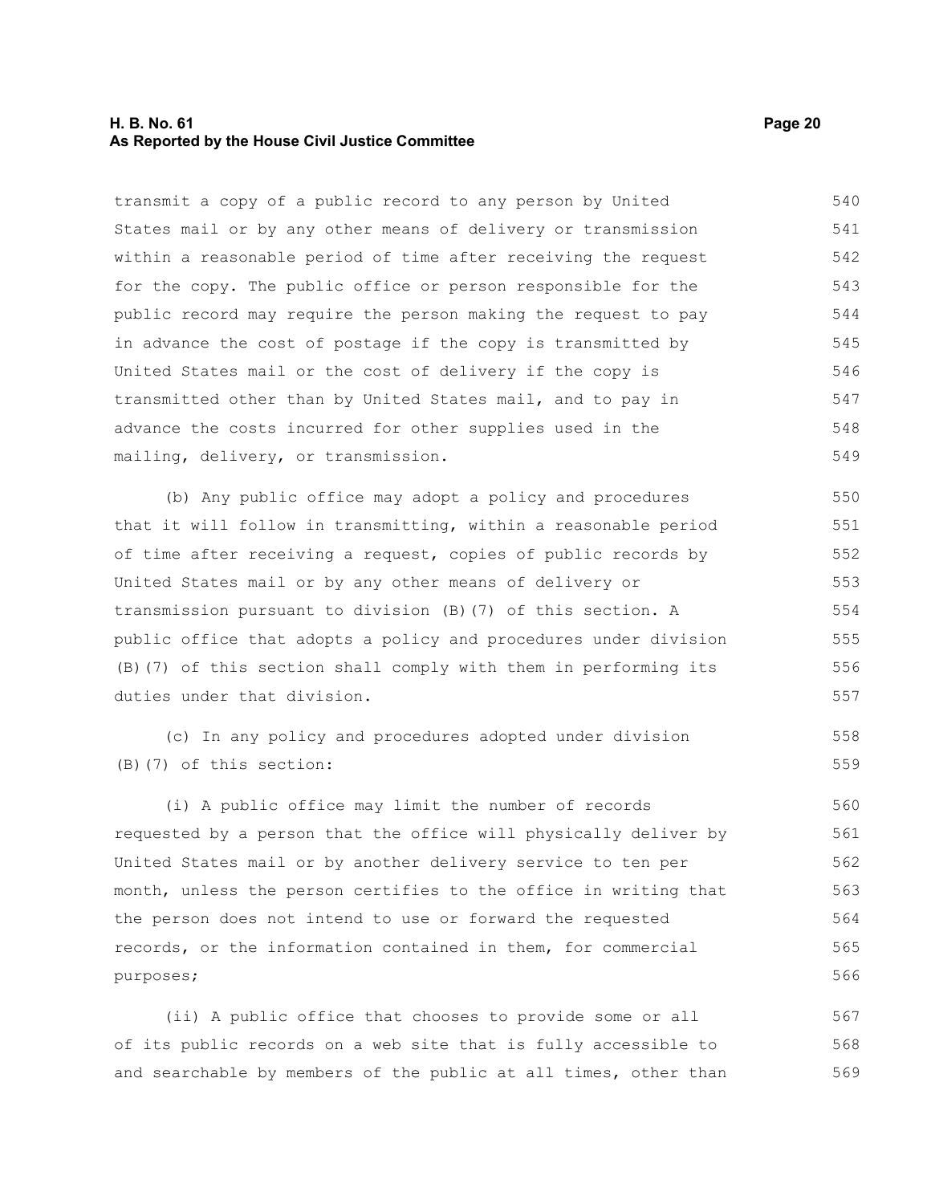transmit a copy of a public record to any person by United States mail or by any other means of delivery or transmission within a reasonable period of time after receiving the request for the copy. The public office or person responsible for the public record may require the person making the request to pay in advance the cost of postage if the copy is transmitted by United States mail or the cost of delivery if the copy is transmitted other than by United States mail, and to pay in advance the costs incurred for other supplies used in the mailing, delivery, or transmission.

(b) Any public office may adopt a policy and procedures that it will follow in transmitting, within a reasonable period of time after receiving a request, copies of public records by United States mail or by any other means of delivery or transmission pursuant to division (B)(7) of this section. A public office that adopts a policy and procedures under division (B)(7) of this section shall comply with them in performing its duties under that division.

(c) In any policy and procedures adopted under division (B)(7) of this section:

(i) A public office may limit the number of records requested by a person that the office will physically deliver by United States mail or by another delivery service to ten per month, unless the person certifies to the office in writing that the person does not intend to use or forward the requested records, or the information contained in them, for commercial purposes;

(ii) A public office that chooses to provide some or all of its public records on a web site that is fully accessible to and searchable by members of the public at all times, other than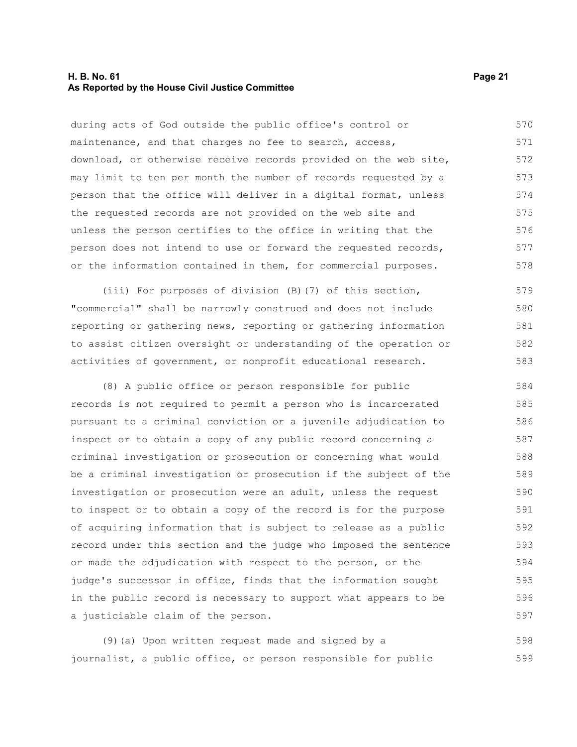during acts of God outside the public office's control or maintenance, and that charges no fee to search, access, download, or otherwise receive records provided on the web site, may limit to ten per month the number of records requested by a person that the office will deliver in a digital format, unless the requested records are not provided on the web site and unless the person certifies to the office in writing that the person does not intend to use or forward the requested records, or the information contained in them, for commercial purposes.

(iii) For purposes of division (B)(7) of this section, "commercial" shall be narrowly construed and does not include reporting or gathering news, reporting or gathering information to assist citizen oversight or understanding of the operation or activities of government, or nonprofit educational research.

(8) A public office or person responsible for public records is not required to permit a person who is incarcerated pursuant to a criminal conviction or a juvenile adjudication to inspect or to obtain a copy of any public record concerning a criminal investigation or prosecution or concerning what would be a criminal investigation or prosecution if the subject of the investigation or prosecution were an adult, unless the request to inspect or to obtain a copy of the record is for the purpose of acquiring information that is subject to release as a public record under this section and the judge who imposed the sentence or made the adjudication with respect to the person, or the judge's successor in office, finds that the information sought in the public record is necessary to support what appears to be a justiciable claim of the person.

(9)(a) Upon written request made and signed by a journalist, a public office, or person responsible for public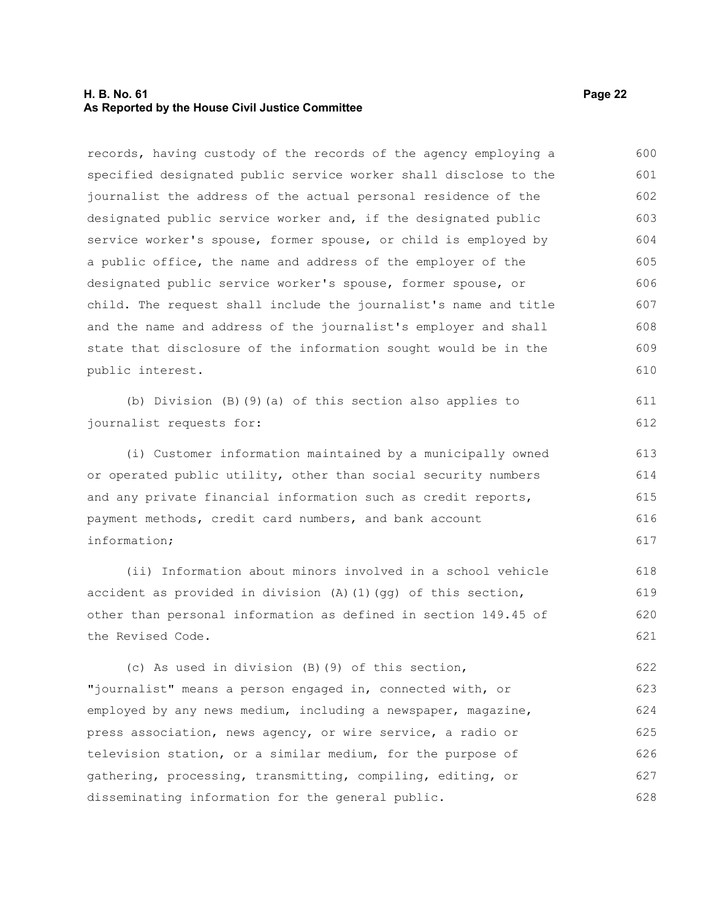records, having custody of the records of the agency employing a specified designated public service worker shall disclose to the journalist the address of the actual personal residence of the designated public service worker and, if the designated public service worker's spouse, former spouse, or child is employed by a public office, the name and address of the employer of the designated public service worker's spouse, former spouse, or child. The request shall include the journalist's name and title and the name and address of the journalist's employer and shall state that disclosure of the information sought would be in the public interest.

(b) Division (B)(9)(a) of this section also applies to journalist requests for:

(i) Customer information maintained by a municipally owned or operated public utility, other than social security numbers and any private financial information such as credit reports, payment methods, credit card numbers, and bank account information;

(ii) Information about minors involved in a school vehicle accident as provided in division (A)(1)(gg) of this section, other than personal information as defined in section 149.45 of the Revised Code.

(c) As used in division (B)(9) of this section, "journalist" means a person engaged in, connected with, or employed by any news medium, including a newspaper, magazine, press association, news agency, or wire service, a radio or television station, or a similar medium, for the purpose of gathering, processing, transmitting, compiling, editing, or disseminating information for the general public.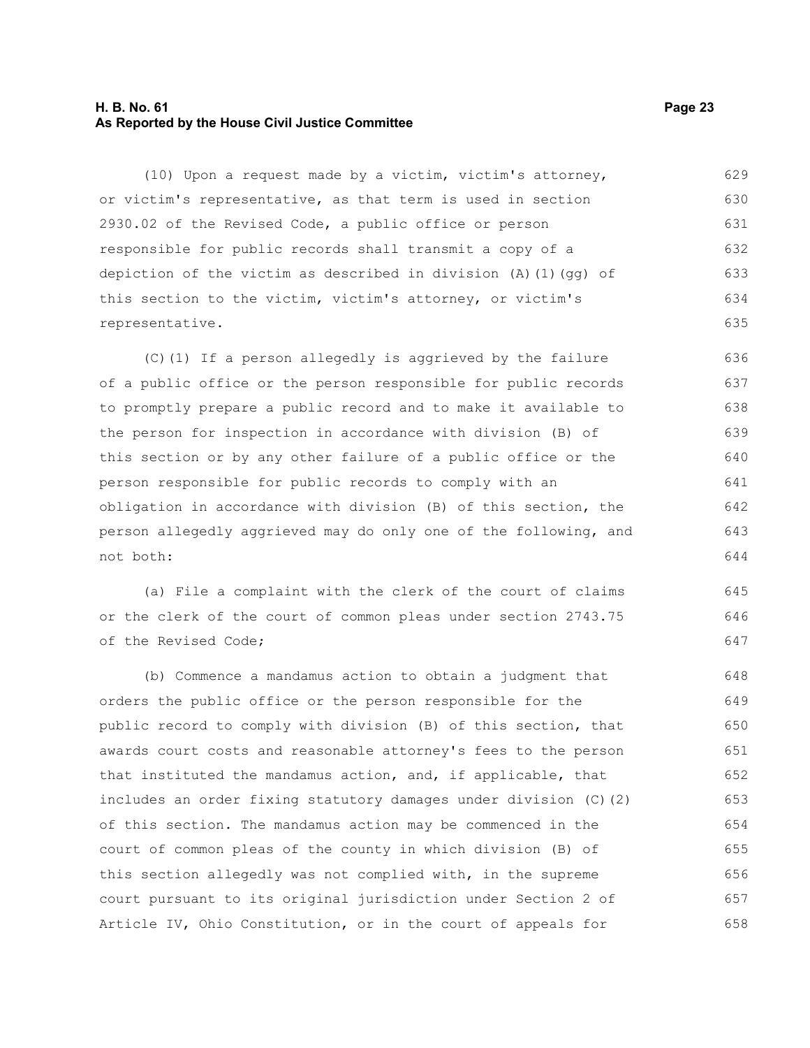(10) Upon a request made by a victim, victim's attorney, or victim's representative, as that term is used in section 2930.02 of the Revised Code, a public office or person responsible for public records shall transmit a copy of a depiction of the victim as described in division (A)(1)(gg) of this section to the victim, victim's attorney, or victim's representative.

(C)(1) If a person allegedly is aggrieved by the failure of a public office or the person responsible for public records to promptly prepare a public record and to make it available to the person for inspection in accordance with division (B) of this section or by any other failure of a public office or the person responsible for public records to comply with an obligation in accordance with division (B) of this section, the person allegedly aggrieved may do only one of the following, and not both:

(a) File a complaint with the clerk of the court of claims or the clerk of the court of common pleas under section 2743.75 of the Revised Code;

(b) Commence a mandamus action to obtain a judgment that orders the public office or the person responsible for the public record to comply with division (B) of this section, that awards court costs and reasonable attorney's fees to the person that instituted the mandamus action, and, if applicable, that includes an order fixing statutory damages under division (C)(2) of this section. The mandamus action may be commenced in the court of common pleas of the county in which division (B) of this section allegedly was not complied with, in the supreme court pursuant to its original jurisdiction under Section 2 of Article IV, Ohio Constitution, or in the court of appeals for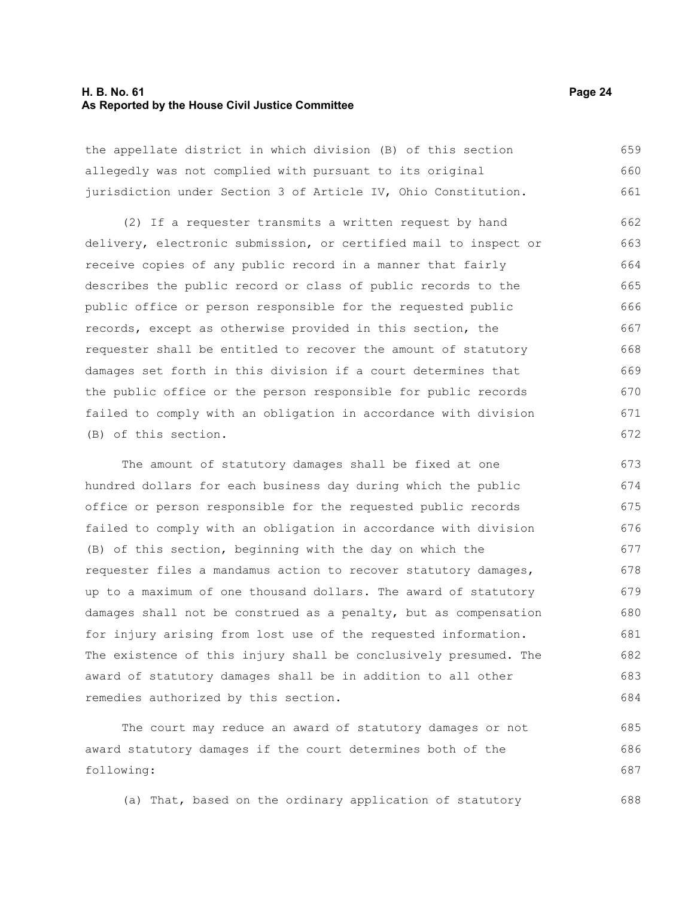the appellate district in which division (B) of this section allegedly was not complied with pursuant to its original jurisdiction under Section 3 of Article IV, Ohio Constitution.

(2) If a requester transmits a written request by hand delivery, electronic submission, or certified mail to inspect or receive copies of any public record in a manner that fairly describes the public record or class of public records to the public office or person responsible for the requested public records, except as otherwise provided in this section, the requester shall be entitled to recover the amount of statutory damages set forth in this division if a court determines that the public office or the person responsible for public records failed to comply with an obligation in accordance with division (B) of this section.

The amount of statutory damages shall be fixed at one hundred dollars for each business day during which the public office or person responsible for the requested public records failed to comply with an obligation in accordance with division (B) of this section, beginning with the day on which the requester files a mandamus action to recover statutory damages, up to a maximum of one thousand dollars. The award of statutory damages shall not be construed as a penalty, but as compensation for injury arising from lost use of the requested information. The existence of this injury shall be conclusively presumed. The award of statutory damages shall be in addition to all other remedies authorized by this section.

The court may reduce an award of statutory damages or not award statutory damages if the court determines both of the following:

(a) That, based on the ordinary application of statutory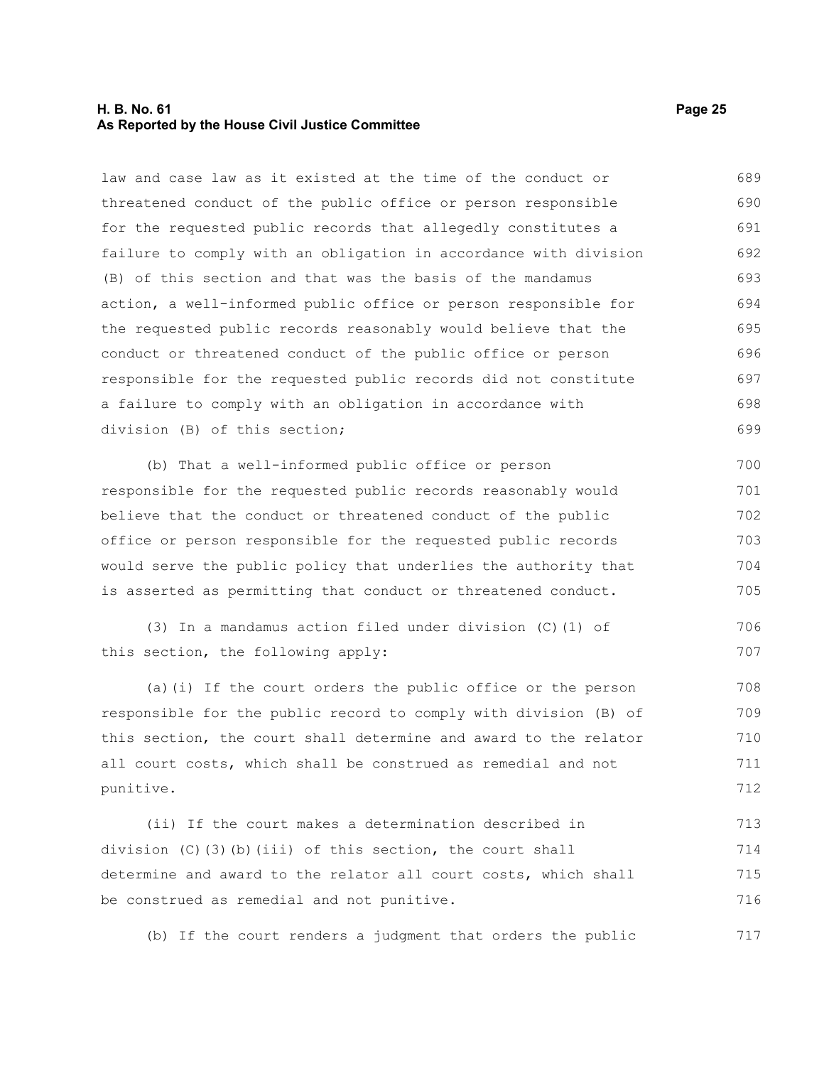law and case law as it existed at the time of the conduct or threatened conduct of the public office or person responsible for the requested public records that allegedly constitutes a failure to comply with an obligation in accordance with division (B) of this section and that was the basis of the mandamus action, a well-informed public office or person responsible for the requested public records reasonably would believe that the conduct or threatened conduct of the public office or person responsible for the requested public records did not constitute a failure to comply with an obligation in accordance with division (B) of this section;

(b) That a well-informed public office or person responsible for the requested public records reasonably would believe that the conduct or threatened conduct of the public office or person responsible for the requested public records would serve the public policy that underlies the authority that is asserted as permitting that conduct or threatened conduct.

(3) In a mandamus action filed under division (C)(1) of this section, the following apply:

(a)(i) If the court orders the public office or the person responsible for the public record to comply with division (B) of this section, the court shall determine and award to the relator all court costs, which shall be construed as remedial and not punitive.

(ii) If the court makes a determination described in division (C)(3)(b)(iii) of this section, the court shall determine and award to the relator all court costs, which shall be construed as remedial and not punitive.

(b) If the court renders a judgment that orders the public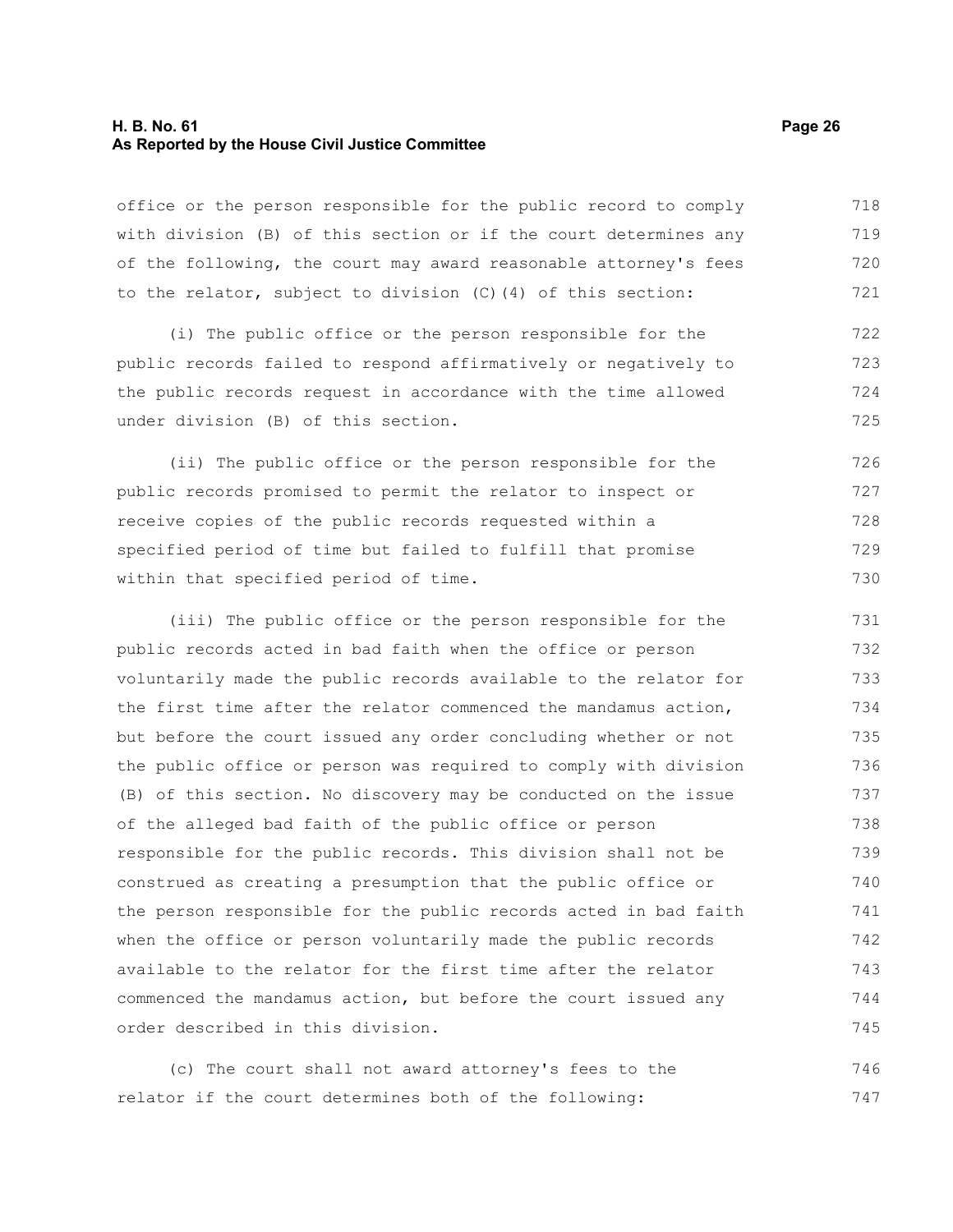office or the person responsible for the public record to comply with division (B) of this section or if the court determines any of the following, the court may award reasonable attorney's fees to the relator, subject to division (C)(4) of this section:

(i) The public office or the person responsible for the public records failed to respond affirmatively or negatively to the public records request in accordance with the time allowed under division (B) of this section.

(ii) The public office or the person responsible for the public records promised to permit the relator to inspect or receive copies of the public records requested within a specified period of time but failed to fulfill that promise within that specified period of time.

(iii) The public office or the person responsible for the public records acted in bad faith when the office or person voluntarily made the public records available to the relator for the first time after the relator commenced the mandamus action, but before the court issued any order concluding whether or not the public office or person was required to comply with division (B) of this section. No discovery may be conducted on the issue of the alleged bad faith of the public office or person responsible for the public records. This division shall not be construed as creating a presumption that the public office or the person responsible for the public records acted in bad faith when the office or person voluntarily made the public records available to the relator for the first time after the relator commenced the mandamus action, but before the court issued any order described in this division.

(c) The court shall not award attorney's fees to the relator if the court determines both of the following: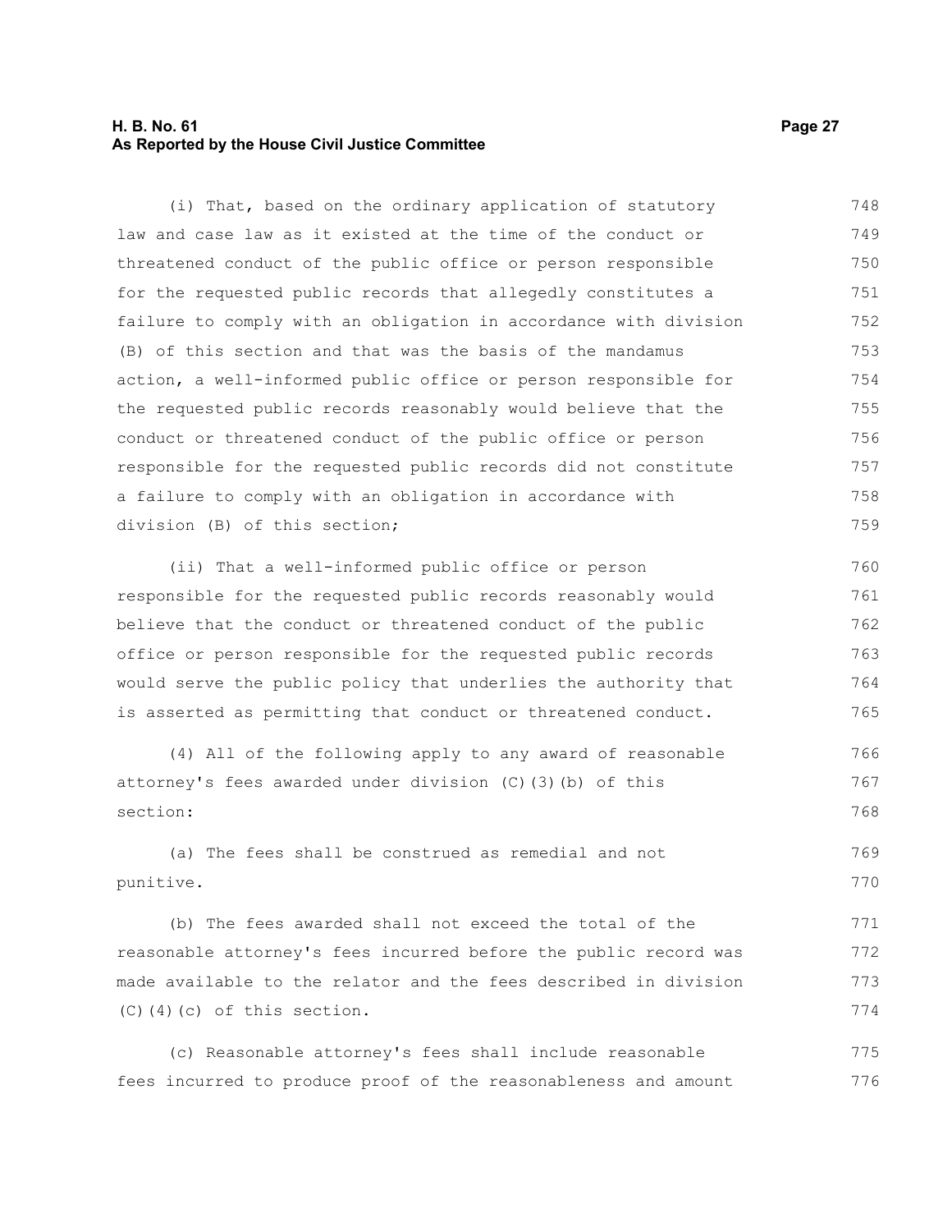(i) That, based on the ordinary application of statutory law and case law as it existed at the time of the conduct or threatened conduct of the public office or person responsible for the requested public records that allegedly constitutes a failure to comply with an obligation in accordance with division (B) of this section and that was the basis of the mandamus action, a well-informed public office or person responsible for the requested public records reasonably would believe that the conduct or threatened conduct of the public office or person responsible for the requested public records did not constitute a failure to comply with an obligation in accordance with division (B) of this section;

(ii) That a well-informed public office or person responsible for the requested public records reasonably would believe that the conduct or threatened conduct of the public office or person responsible for the requested public records would serve the public policy that underlies the authority that is asserted as permitting that conduct or threatened conduct.

(4) All of the following apply to any award of reasonable attorney's fees awarded under division (C)(3)(b) of this section:

(a) The fees shall be construed as remedial and not punitive.

(b) The fees awarded shall not exceed the total of the reasonable attorney's fees incurred before the public record was made available to the relator and the fees described in division (C)(4)(c) of this section.

(c) Reasonable attorney's fees shall include reasonable fees incurred to produce proof of the reasonableness and amount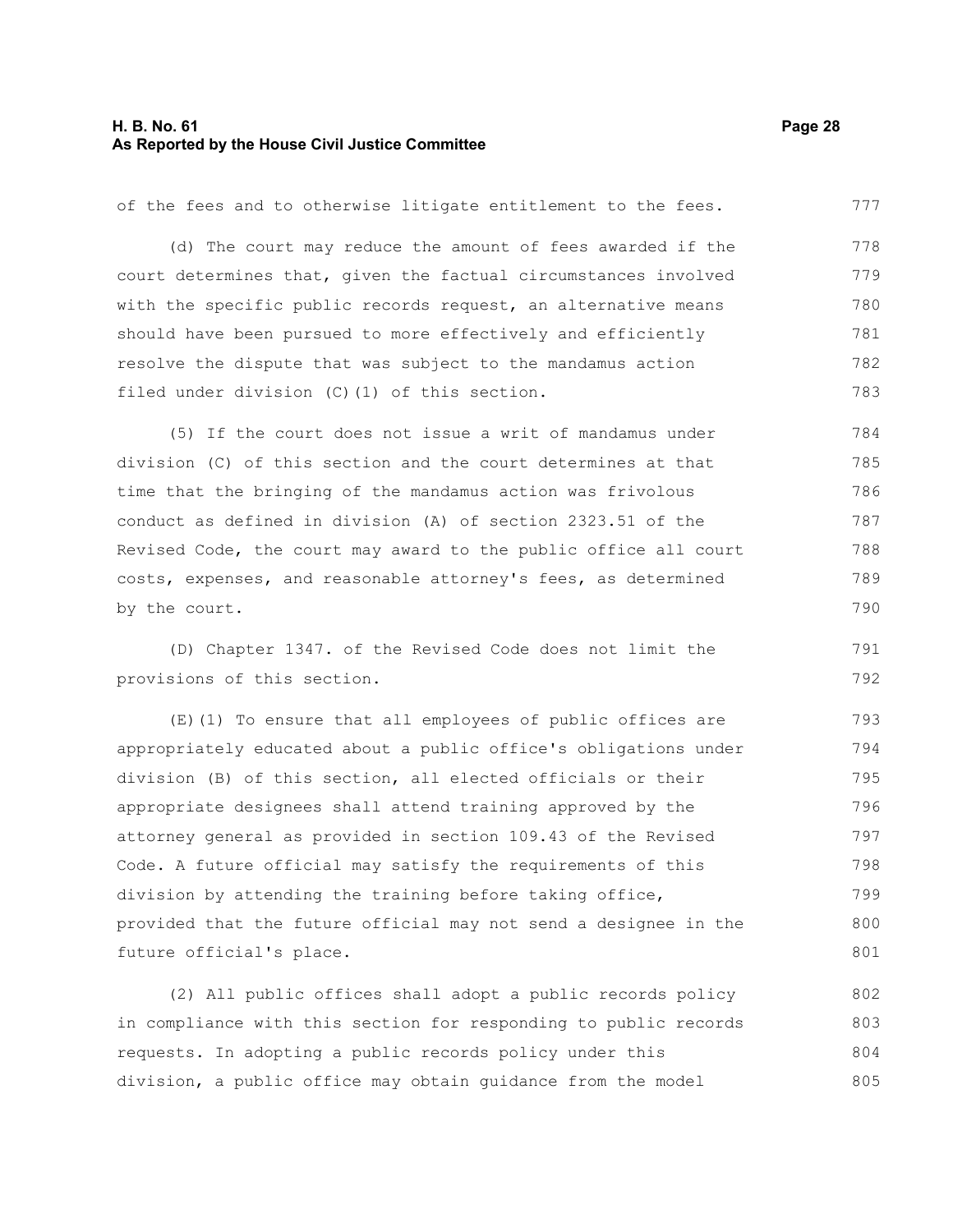of the fees and to otherwise litigate entitlement to the fees.

(d) The court may reduce the amount of fees awarded if the court determines that, given the factual circumstances involved with the specific public records request, an alternative means should have been pursued to more effectively and efficiently resolve the dispute that was subject to the mandamus action filed under division (C)(1) of this section.

(5) If the court does not issue a writ of mandamus under division (C) of this section and the court determines at that time that the bringing of the mandamus action was frivolous conduct as defined in division (A) of section 2323.51 of the Revised Code, the court may award to the public office all court costs, expenses, and reasonable attorney's fees, as determined by the court.

(D) Chapter 1347. of the Revised Code does not limit the provisions of this section.

(E)(1) To ensure that all employees of public offices are appropriately educated about a public office's obligations under division (B) of this section, all elected officials or their appropriate designees shall attend training approved by the attorney general as provided in section 109.43 of the Revised Code. A future official may satisfy the requirements of this division by attending the training before taking office, provided that the future official may not send a designee in the future official's place.

(2) All public offices shall adopt a public records policy in compliance with this section for responding to public records requests. In adopting a public records policy under this division, a public office may obtain guidance from the model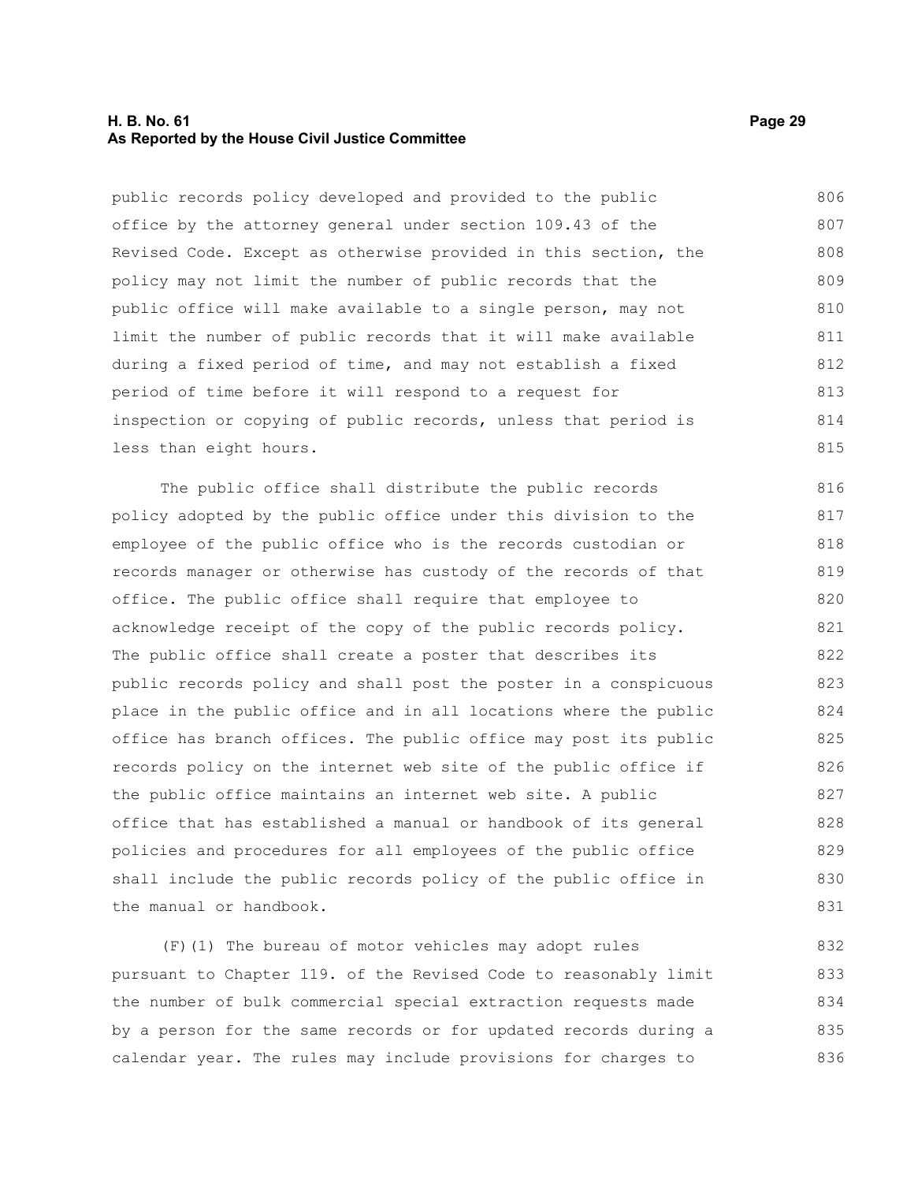public records policy developed and provided to the public office by the attorney general under section 109.43 of the Revised Code. Except as otherwise provided in this section, the policy may not limit the number of public records that the public office will make available to a single person, may not limit the number of public records that it will make available during a fixed period of time, and may not establish a fixed period of time before it will respond to a request for inspection or copying of public records, unless that period is less than eight hours.

The public office shall distribute the public records policy adopted by the public office under this division to the employee of the public office who is the records custodian or records manager or otherwise has custody of the records of that office. The public office shall require that employee to acknowledge receipt of the copy of the public records policy. The public office shall create a poster that describes its public records policy and shall post the poster in a conspicuous place in the public office and in all locations where the public office has branch offices. The public office may post its public records policy on the internet web site of the public office if the public office maintains an internet web site. A public office that has established a manual or handbook of its general policies and procedures for all employees of the public office shall include the public records policy of the public office in the manual or handbook.

(F)(1) The bureau of motor vehicles may adopt rules pursuant to Chapter 119. of the Revised Code to reasonably limit the number of bulk commercial special extraction requests made by a person for the same records or for updated records during a calendar year. The rules may include provisions for charges to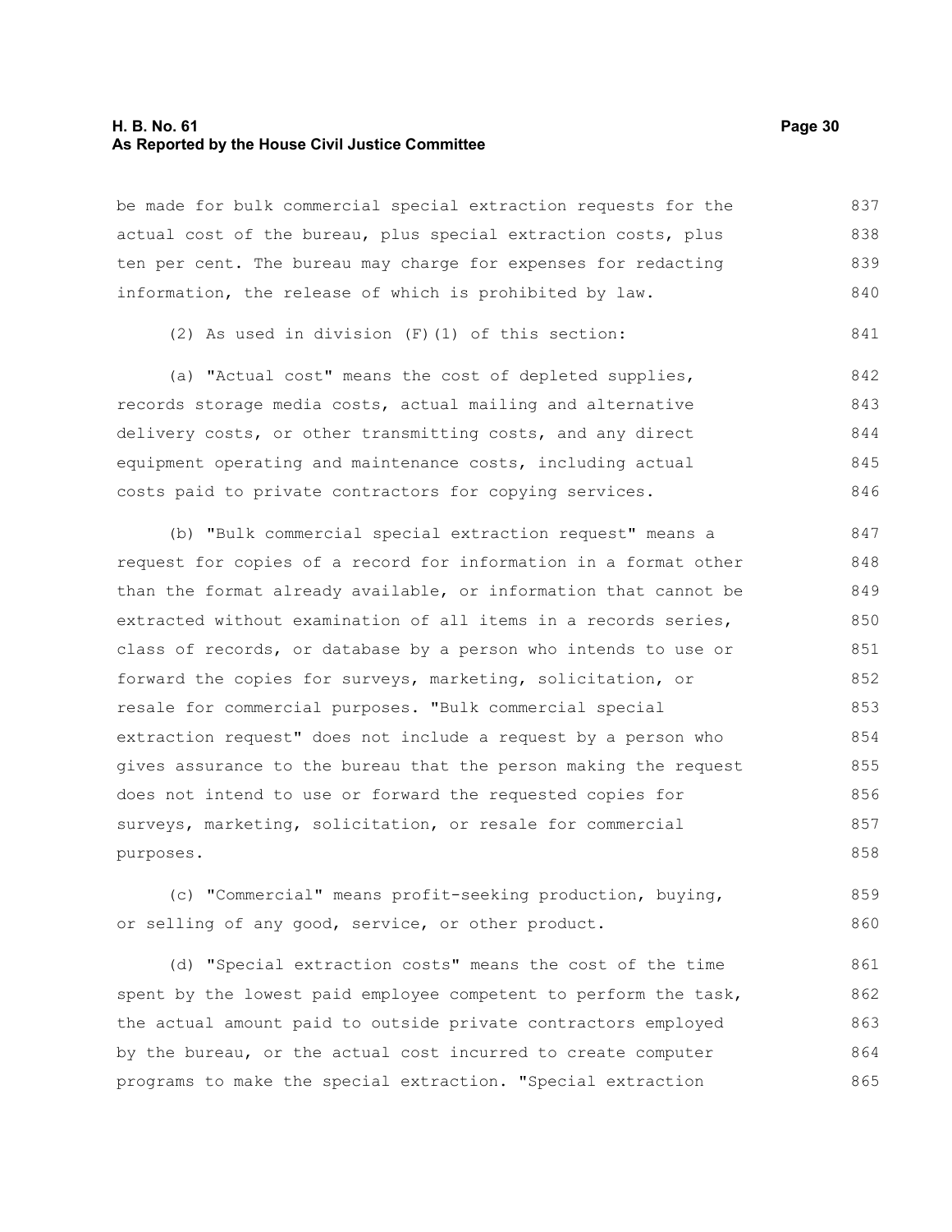be made for bulk commercial special extraction requests for the actual cost of the bureau, plus special extraction costs, plus ten per cent. The bureau may charge for expenses for redacting information, the release of which is prohibited by law.

(2) As used in division (F)(1) of this section:

(a) "Actual cost" means the cost of depleted supplies, records storage media costs, actual mailing and alternative delivery costs, or other transmitting costs, and any direct equipment operating and maintenance costs, including actual costs paid to private contractors for copying services.

(b) "Bulk commercial special extraction request" means a request for copies of a record for information in a format other than the format already available, or information that cannot be extracted without examination of all items in a records series, class of records, or database by a person who intends to use or forward the copies for surveys, marketing, solicitation, or resale for commercial purposes. "Bulk commercial special extraction request" does not include a request by a person who gives assurance to the bureau that the person making the request does not intend to use or forward the requested copies for surveys, marketing, solicitation, or resale for commercial purposes.

(c) "Commercial" means profit-seeking production, buying, or selling of any good, service, or other product.

(d) "Special extraction costs" means the cost of the time spent by the lowest paid employee competent to perform the task, the actual amount paid to outside private contractors employed by the bureau, or the actual cost incurred to create computer programs to make the special extraction. "Special extraction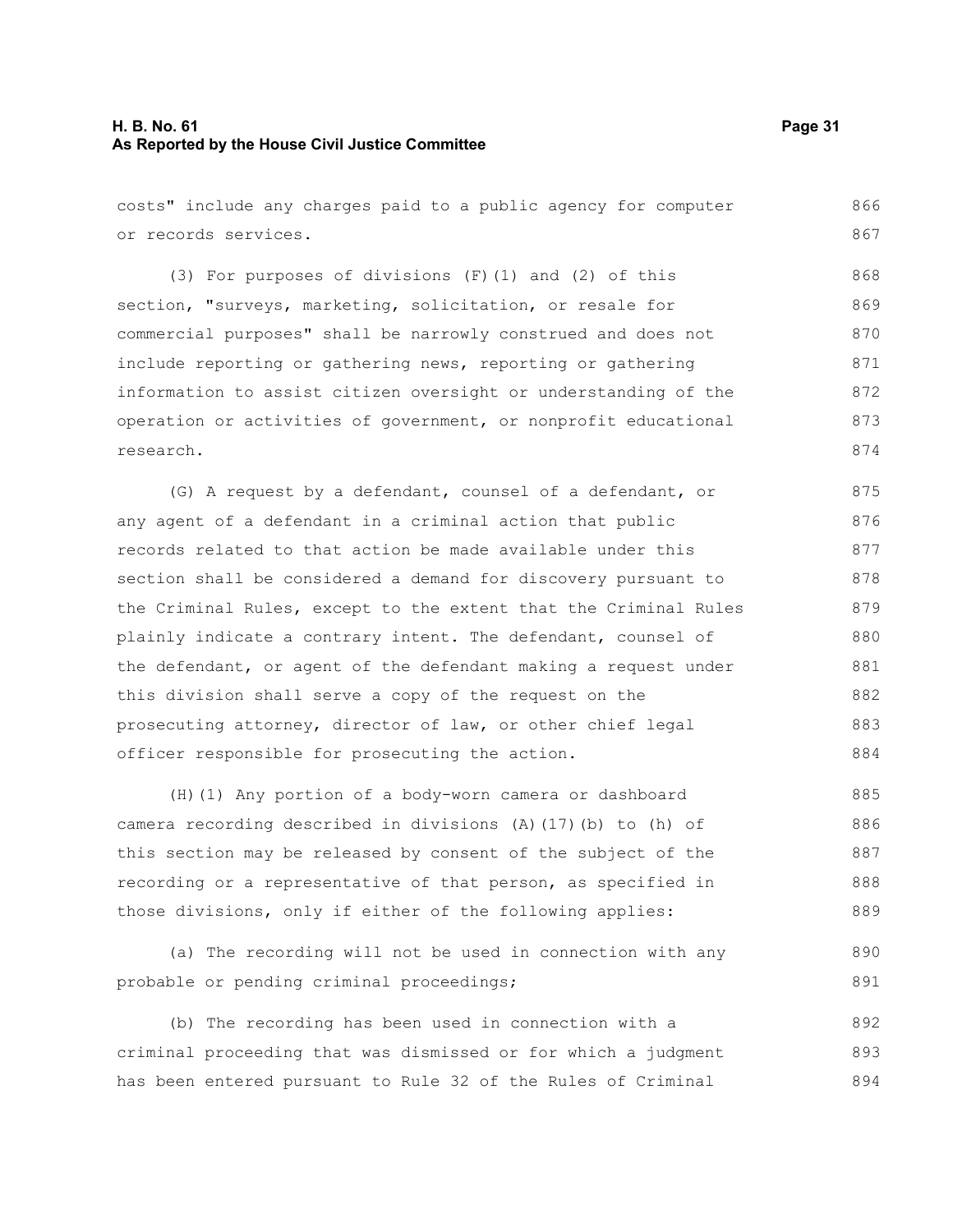costs" include any charges paid to a public agency for computer or records services.

(3) For purposes of divisions (F)(1) and (2) of this section, "surveys, marketing, solicitation, or resale for commercial purposes" shall be narrowly construed and does not include reporting or gathering news, reporting or gathering information to assist citizen oversight or understanding of the operation or activities of government, or nonprofit educational research.

(G) A request by a defendant, counsel of a defendant, or any agent of a defendant in a criminal action that public records related to that action be made available under this section shall be considered a demand for discovery pursuant to the Criminal Rules, except to the extent that the Criminal Rules plainly indicate a contrary intent. The defendant, counsel of the defendant, or agent of the defendant making a request under this division shall serve a copy of the request on the prosecuting attorney, director of law, or other chief legal officer responsible for prosecuting the action.

(H)(1) Any portion of a body-worn camera or dashboard camera recording described in divisions (A)(17)(b) to (h) of this section may be released by consent of the subject of the recording or a representative of that person, as specified in those divisions, only if either of the following applies:

(a) The recording will not be used in connection with any probable or pending criminal proceedings;

(b) The recording has been used in connection with a criminal proceeding that was dismissed or for which a judgment has been entered pursuant to Rule 32 of the Rules of Criminal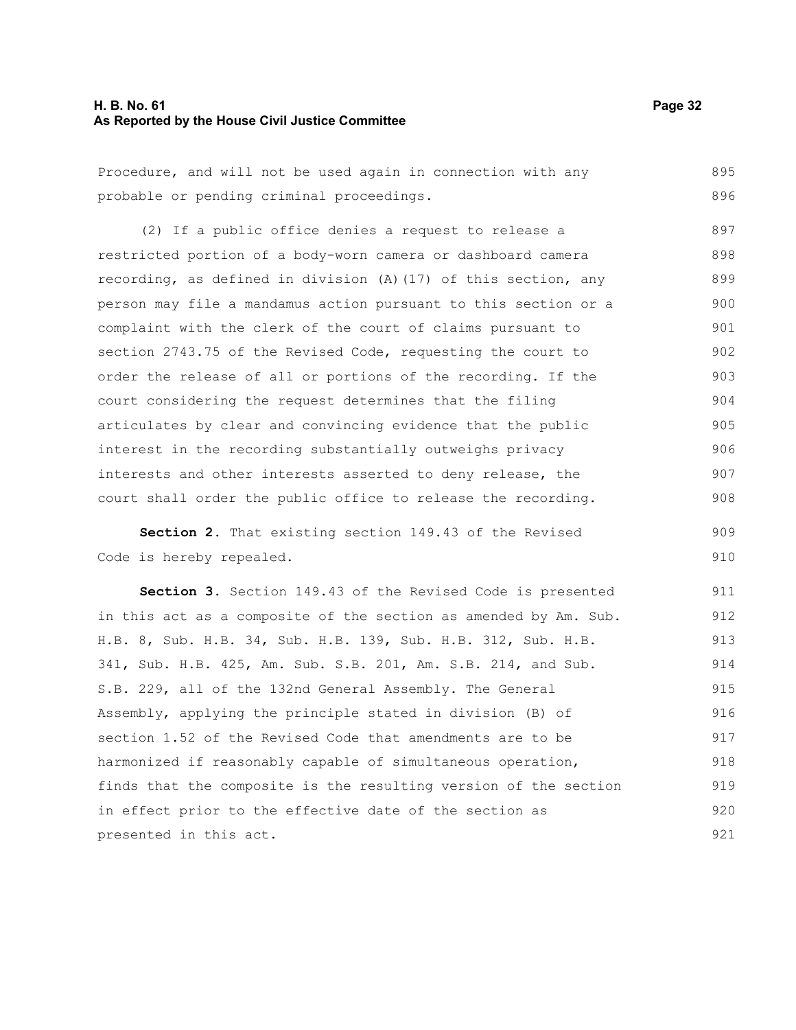Procedure, and will not be used again in connection with any probable or pending criminal proceedings.

(2) If a public office denies a request to release a restricted portion of a body-worn camera or dashboard camera recording, as defined in division (A)(17) of this section, any person may file a mandamus action pursuant to this section or a complaint with the clerk of the court of claims pursuant to section 2743.75 of the Revised Code, requesting the court to order the release of all or portions of the recording. If the court considering the request determines that the filing articulates by clear and convincing evidence that the public interest in the recording substantially outweighs privacy interests and other interests asserted to deny release, the court shall order the public office to release the recording.

**Section 2.** That existing section 149.43 of the Revised Code is hereby repealed.

**Section 3.** Section 149.43 of the Revised Code is presented in this act as a composite of the section as amended by Am. Sub. H.B. 8, Sub. H.B. 34, Sub. H.B. 139, Sub. H.B. 312, Sub. H.B. 341, Sub. H.B. 425, Am. Sub. S.B. 201, Am. S.B. 214, and Sub. S.B. 229, all of the 132nd General Assembly. The General Assembly, applying the principle stated in division (B) of section 1.52 of the Revised Code that amendments are to be harmonized if reasonably capable of simultaneous operation, finds that the composite is the resulting version of the section in effect prior to the effective date of the section as presented in this act.